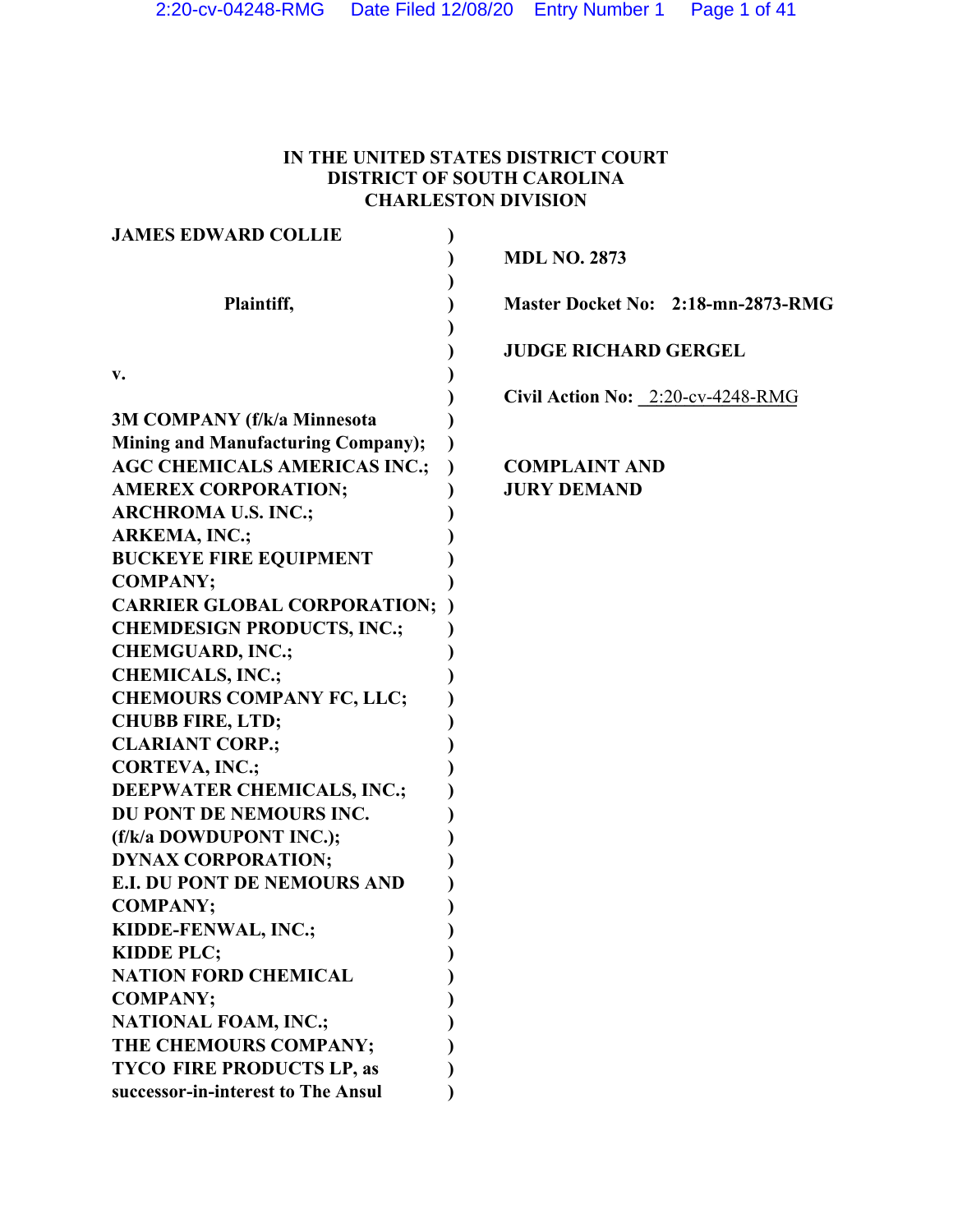# IN THE UNITED STATES DISTRICT COURT
# DISTRICT OF SOUTH CAROLINA
# CHARLESTON DIVISION

| | |
|---|---|
| **JAMES EDWARD COLLIE** | **MDL NO. 2873** |
| **Plaintiff,** | **Master Docket No: 2:18-mn-2873-RMG** |
| | **JUDGE RICHARD GERGEL** |
| **v.** | **Civil Action No:** 2:20-cv-4248-RMG |
| **3M COMPANY (f/k/a Minnesota Mining and Manufacturing Company); AGC CHEMICALS AMERICAS INC.; AMEREX CORPORATION; ARCHROMA U.S. INC.; ARKEMA, INC.; BUCKEYE FIRE EQUIPMENT COMPANY; CARRIER GLOBAL CORPORATION; CHEMDESIGN PRODUCTS, INC.; CHEMGUARD, INC.; CHEMICALS, INC.; CHEMOURS COMPANY FC, LLC; CHUBB FIRE, LTD; CLARIANT CORP.; CORTEVA, INC.; DEEPWATER CHEMICALS, INC.; DU PONT DE NEMOURS INC. (f/k/a DOWDUPONT INC.); DYNAX CORPORATION; E.I. DU PONT DE NEMOURS AND COMPANY; KIDDE-FENWAL, INC.; KIDDE PLC; NATION FORD CHEMICAL COMPANY; NATIONAL FOAM, INC.; THE CHEMOURS COMPANY; TYCO FIRE PRODUCTS LP, as successor-in-interest to The Ansul** | **COMPLAINT AND JURY DEMAND** |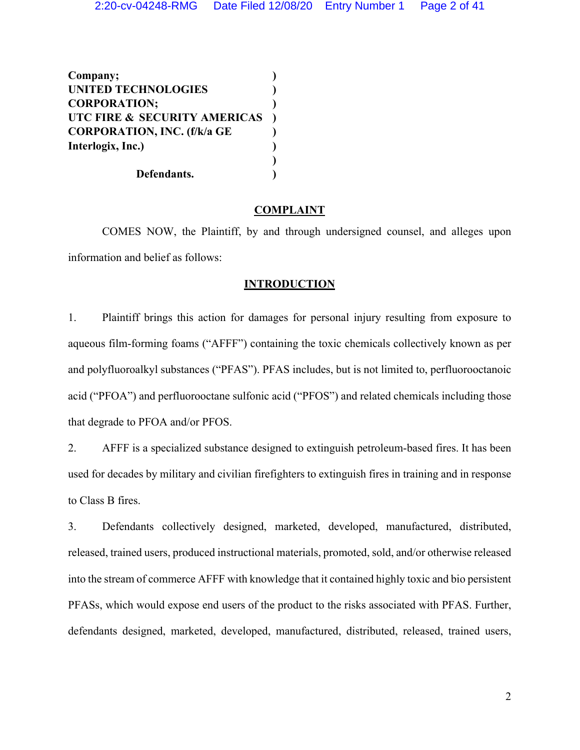**Company;** )
**UNITED TECHNOLOGIES** )
**CORPORATION;** )
**UTC FIRE & SECURITY AMERICAS** )
**CORPORATION, INC. (f/k/a GE** )
**Interlogix, Inc.)** )
)
**Defendants.** )

## COMPLAINT

COMES NOW, the Plaintiff, by and through undersigned counsel, and alleges upon information and belief as follows:

## INTRODUCTION

1. Plaintiff brings this action for damages for personal injury resulting from exposure to aqueous film-forming foams ("AFFF") containing the toxic chemicals collectively known as per and polyfluoroalkyl substances ("PFAS"). PFAS includes, but is not limited to, perfluorooctanoic acid ("PFOA") and perfluorooctane sulfonic acid ("PFOS") and related chemicals including those that degrade to PFOA and/or PFOS.

2. AFFF is a specialized substance designed to extinguish petroleum-based fires. It has been used for decades by military and civilian firefighters to extinguish fires in training and in response to Class B fires.

3. Defendants collectively designed, marketed, developed, manufactured, distributed, released, trained users, produced instructional materials, promoted, sold, and/or otherwise released into the stream of commerce AFFF with knowledge that it contained highly toxic and bio persistent PFASs, which would expose end users of the product to the risks associated with PFAS. Further, defendants designed, marketed, developed, manufactured, distributed, released, trained users,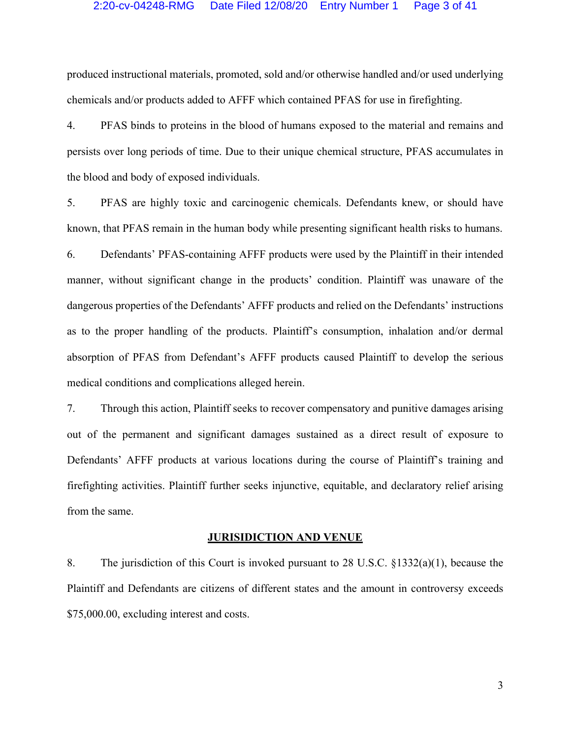produced instructional materials, promoted, sold and/or otherwise handled and/or used underlying chemicals and/or products added to AFFF which contained PFAS for use in firefighting.

4. PFAS binds to proteins in the blood of humans exposed to the material and remains and persists over long periods of time. Due to their unique chemical structure, PFAS accumulates in the blood and body of exposed individuals.

5. PFAS are highly toxic and carcinogenic chemicals. Defendants knew, or should have known, that PFAS remain in the human body while presenting significant health risks to humans.

6. Defendants' PFAS-containing AFFF products were used by the Plaintiff in their intended manner, without significant change in the products' condition. Plaintiff was unaware of the dangerous properties of the Defendants' AFFF products and relied on the Defendants' instructions as to the proper handling of the products. Plaintiff's consumption, inhalation and/or dermal absorption of PFAS from Defendant's AFFF products caused Plaintiff to develop the serious medical conditions and complications alleged herein.

7. Through this action, Plaintiff seeks to recover compensatory and punitive damages arising out of the permanent and significant damages sustained as a direct result of exposure to Defendants' AFFF products at various locations during the course of Plaintiff's training and firefighting activities. Plaintiff further seeks injunctive, equitable, and declaratory relief arising from the same.

## JURISIDICTION AND VENUE

8. The jurisdiction of this Court is invoked pursuant to 28 U.S.C. §1332(a)(1), because the Plaintiff and Defendants are citizens of different states and the amount in controversy exceeds $75,000.00, excluding interest and costs.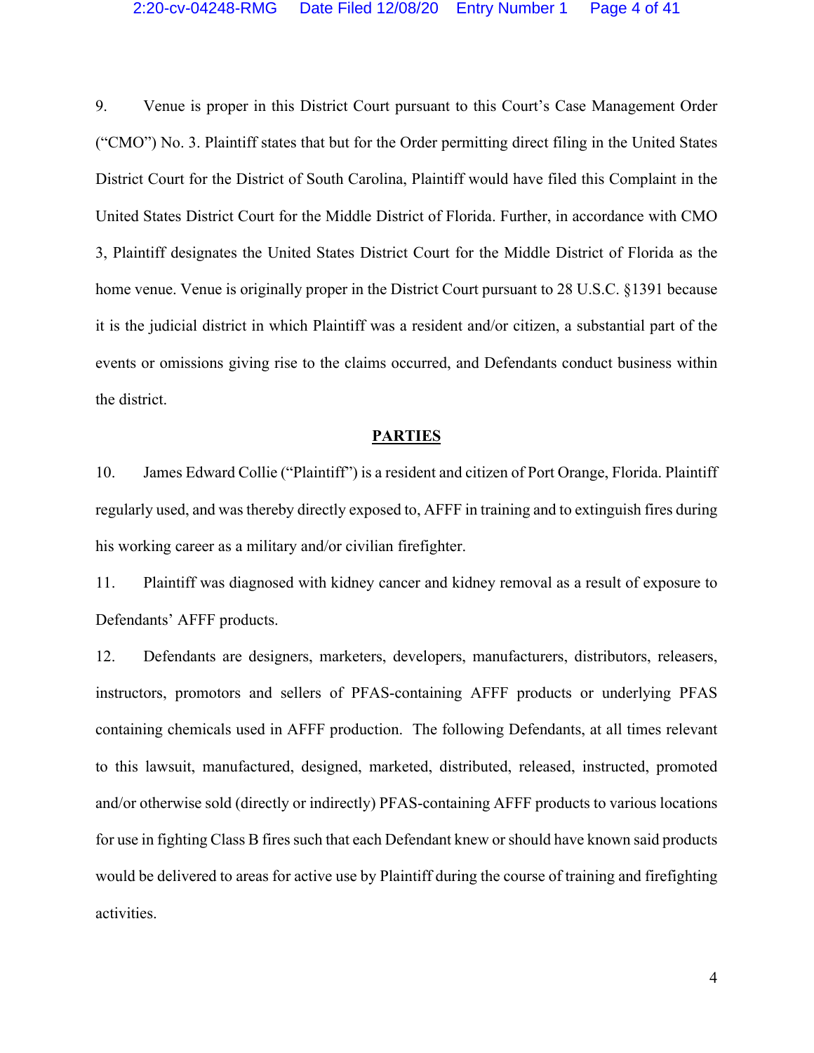9. Venue is proper in this District Court pursuant to this Court's Case Management Order ("CMO") No. 3. Plaintiff states that but for the Order permitting direct filing in the United States District Court for the District of South Carolina, Plaintiff would have filed this Complaint in the United States District Court for the Middle District of Florida. Further, in accordance with CMO 3, Plaintiff designates the United States District Court for the Middle District of Florida as the home venue. Venue is originally proper in the District Court pursuant to 28 U.S.C. §1391 because it is the judicial district in which Plaintiff was a resident and/or citizen, a substantial part of the events or omissions giving rise to the claims occurred, and Defendants conduct business within the district.

## PARTIES

10. James Edward Collie ("Plaintiff") is a resident and citizen of Port Orange, Florida. Plaintiff regularly used, and was thereby directly exposed to, AFFF in training and to extinguish fires during his working career as a military and/or civilian firefighter.

11. Plaintiff was diagnosed with kidney cancer and kidney removal as a result of exposure to Defendants' AFFF products.

12. Defendants are designers, marketers, developers, manufacturers, distributors, releasers, instructors, promotors and sellers of PFAS-containing AFFF products or underlying PFAS containing chemicals used in AFFF production. The following Defendants, at all times relevant to this lawsuit, manufactured, designed, marketed, distributed, released, instructed, promoted and/or otherwise sold (directly or indirectly) PFAS-containing AFFF products to various locations for use in fighting Class B fires such that each Defendant knew or should have known said products would be delivered to areas for active use by Plaintiff during the course of training and firefighting activities.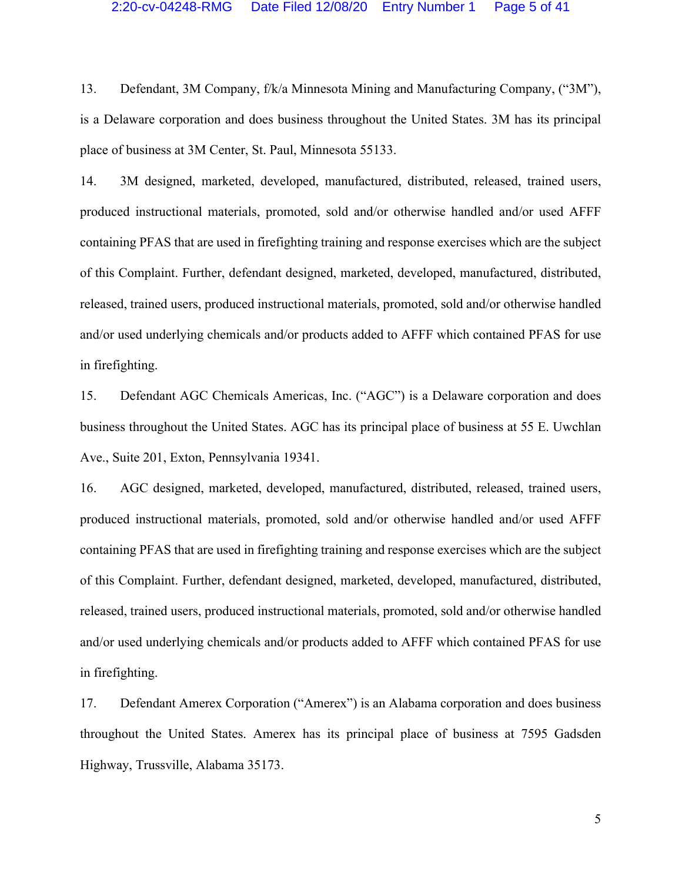13. Defendant, 3M Company, f/k/a Minnesota Mining and Manufacturing Company, ("3M"), is a Delaware corporation and does business throughout the United States. 3M has its principal place of business at 3M Center, St. Paul, Minnesota 55133.

14. 3M designed, marketed, developed, manufactured, distributed, released, trained users, produced instructional materials, promoted, sold and/or otherwise handled and/or used AFFF containing PFAS that are used in firefighting training and response exercises which are the subject of this Complaint. Further, defendant designed, marketed, developed, manufactured, distributed, released, trained users, produced instructional materials, promoted, sold and/or otherwise handled and/or used underlying chemicals and/or products added to AFFF which contained PFAS for use in firefighting.

15. Defendant AGC Chemicals Americas, Inc. ("AGC") is a Delaware corporation and does business throughout the United States. AGC has its principal place of business at 55 E. Uwchlan Ave., Suite 201, Exton, Pennsylvania 19341.

16. AGC designed, marketed, developed, manufactured, distributed, released, trained users, produced instructional materials, promoted, sold and/or otherwise handled and/or used AFFF containing PFAS that are used in firefighting training and response exercises which are the subject of this Complaint. Further, defendant designed, marketed, developed, manufactured, distributed, released, trained users, produced instructional materials, promoted, sold and/or otherwise handled and/or used underlying chemicals and/or products added to AFFF which contained PFAS for use in firefighting.

17. Defendant Amerex Corporation ("Amerex") is an Alabama corporation and does business throughout the United States. Amerex has its principal place of business at 7595 Gadsden Highway, Trussville, Alabama 35173.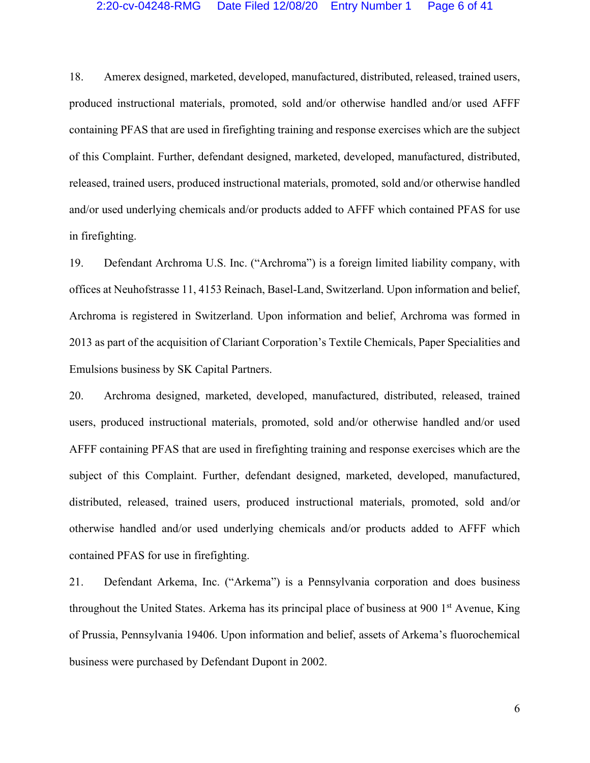18. Amerex designed, marketed, developed, manufactured, distributed, released, trained users, produced instructional materials, promoted, sold and/or otherwise handled and/or used AFFF containing PFAS that are used in firefighting training and response exercises which are the subject of this Complaint. Further, defendant designed, marketed, developed, manufactured, distributed, released, trained users, produced instructional materials, promoted, sold and/or otherwise handled and/or used underlying chemicals and/or products added to AFFF which contained PFAS for use in firefighting.

19. Defendant Archroma U.S. Inc. ("Archroma") is a foreign limited liability company, with offices at Neuhofstrasse 11, 4153 Reinach, Basel-Land, Switzerland. Upon information and belief, Archroma is registered in Switzerland. Upon information and belief, Archroma was formed in 2013 as part of the acquisition of Clariant Corporation's Textile Chemicals, Paper Specialities and Emulsions business by SK Capital Partners.

20. Archroma designed, marketed, developed, manufactured, distributed, released, trained users, produced instructional materials, promoted, sold and/or otherwise handled and/or used AFFF containing PFAS that are used in firefighting training and response exercises which are the subject of this Complaint. Further, defendant designed, marketed, developed, manufactured, distributed, released, trained users, produced instructional materials, promoted, sold and/or otherwise handled and/or used underlying chemicals and/or products added to AFFF which contained PFAS for use in firefighting.

21. Defendant Arkema, Inc. ("Arkema") is a Pennsylvania corporation and does business throughout the United States. Arkema has its principal place of business at 900 1st Avenue, King of Prussia, Pennsylvania 19406. Upon information and belief, assets of Arkema's fluorochemical business were purchased by Defendant Dupont in 2002.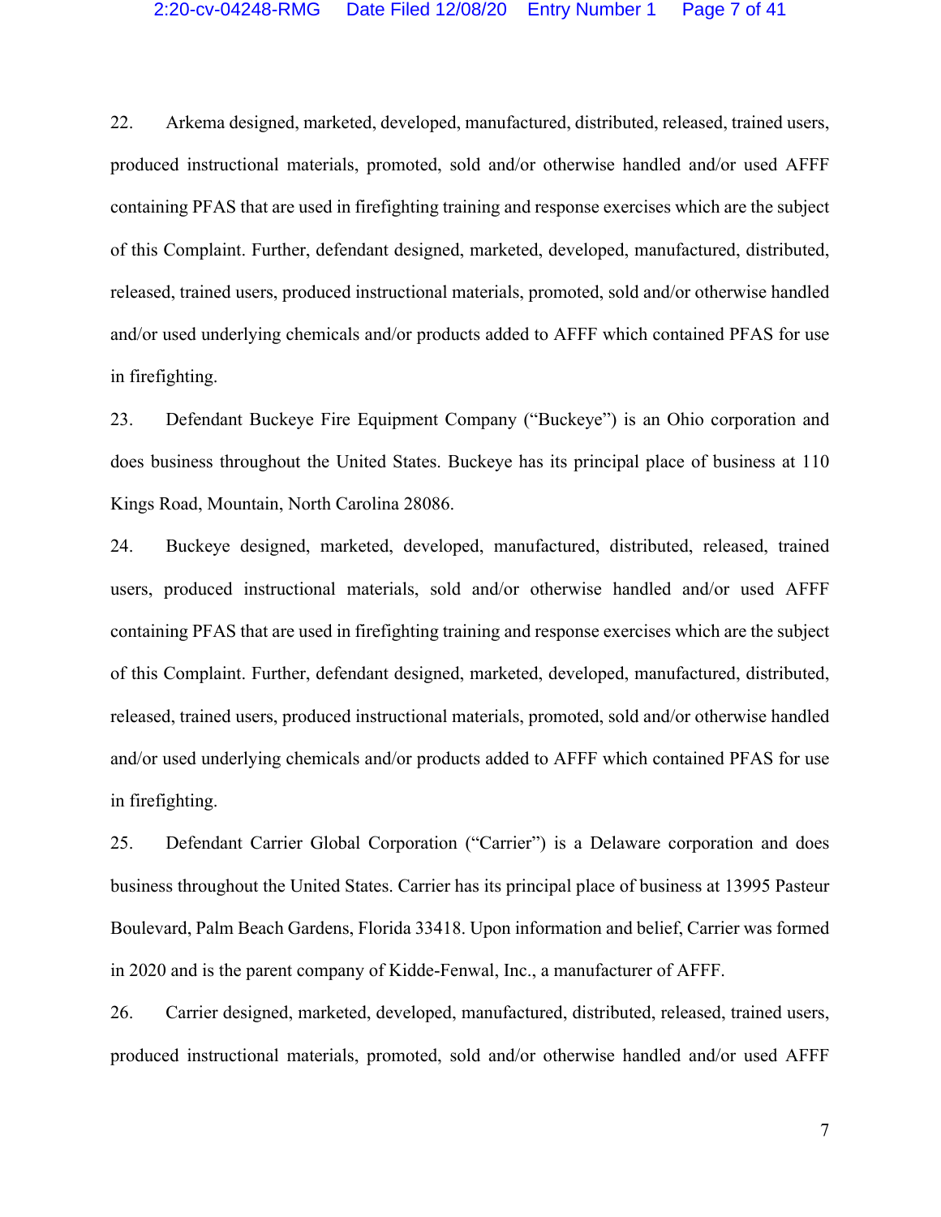22. Arkema designed, marketed, developed, manufactured, distributed, released, trained users, produced instructional materials, promoted, sold and/or otherwise handled and/or used AFFF containing PFAS that are used in firefighting training and response exercises which are the subject of this Complaint. Further, defendant designed, marketed, developed, manufactured, distributed, released, trained users, produced instructional materials, promoted, sold and/or otherwise handled and/or used underlying chemicals and/or products added to AFFF which contained PFAS for use in firefighting.

23. Defendant Buckeye Fire Equipment Company ("Buckeye") is an Ohio corporation and does business throughout the United States. Buckeye has its principal place of business at 110 Kings Road, Mountain, North Carolina 28086.

24. Buckeye designed, marketed, developed, manufactured, distributed, released, trained users, produced instructional materials, sold and/or otherwise handled and/or used AFFF containing PFAS that are used in firefighting training and response exercises which are the subject of this Complaint. Further, defendant designed, marketed, developed, manufactured, distributed, released, trained users, produced instructional materials, promoted, sold and/or otherwise handled and/or used underlying chemicals and/or products added to AFFF which contained PFAS for use in firefighting.

25. Defendant Carrier Global Corporation ("Carrier") is a Delaware corporation and does business throughout the United States. Carrier has its principal place of business at 13995 Pasteur Boulevard, Palm Beach Gardens, Florida 33418. Upon information and belief, Carrier was formed in 2020 and is the parent company of Kidde-Fenwal, Inc., a manufacturer of AFFF.

26. Carrier designed, marketed, developed, manufactured, distributed, released, trained users, produced instructional materials, promoted, sold and/or otherwise handled and/or used AFFF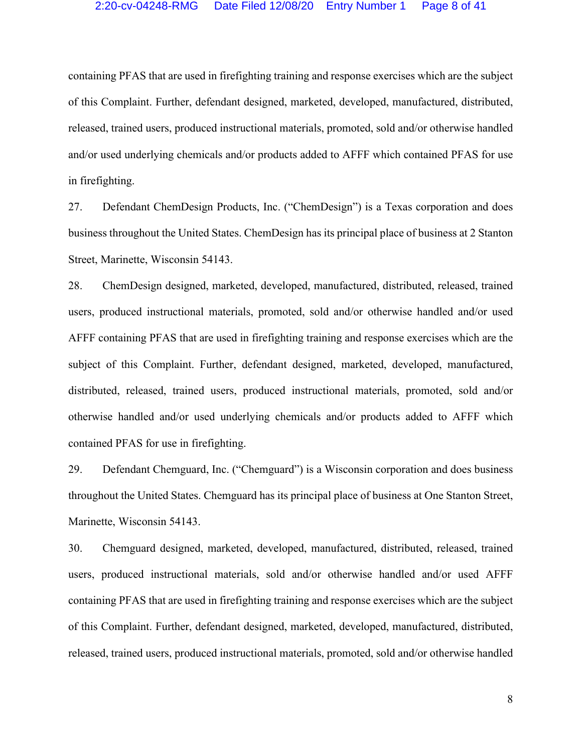containing PFAS that are used in firefighting training and response exercises which are the subject of this Complaint. Further, defendant designed, marketed, developed, manufactured, distributed, released, trained users, produced instructional materials, promoted, sold and/or otherwise handled and/or used underlying chemicals and/or products added to AFFF which contained PFAS for use in firefighting.

27. Defendant ChemDesign Products, Inc. ("ChemDesign") is a Texas corporation and does business throughout the United States. ChemDesign has its principal place of business at 2 Stanton Street, Marinette, Wisconsin 54143.

28. ChemDesign designed, marketed, developed, manufactured, distributed, released, trained users, produced instructional materials, promoted, sold and/or otherwise handled and/or used AFFF containing PFAS that are used in firefighting training and response exercises which are the subject of this Complaint. Further, defendant designed, marketed, developed, manufactured, distributed, released, trained users, produced instructional materials, promoted, sold and/or otherwise handled and/or used underlying chemicals and/or products added to AFFF which contained PFAS for use in firefighting.

29. Defendant Chemguard, Inc. ("Chemguard") is a Wisconsin corporation and does business throughout the United States. Chemguard has its principal place of business at One Stanton Street, Marinette, Wisconsin 54143.

30. Chemguard designed, marketed, developed, manufactured, distributed, released, trained users, produced instructional materials, sold and/or otherwise handled and/or used AFFF containing PFAS that are used in firefighting training and response exercises which are the subject of this Complaint. Further, defendant designed, marketed, developed, manufactured, distributed, released, trained users, produced instructional materials, promoted, sold and/or otherwise handled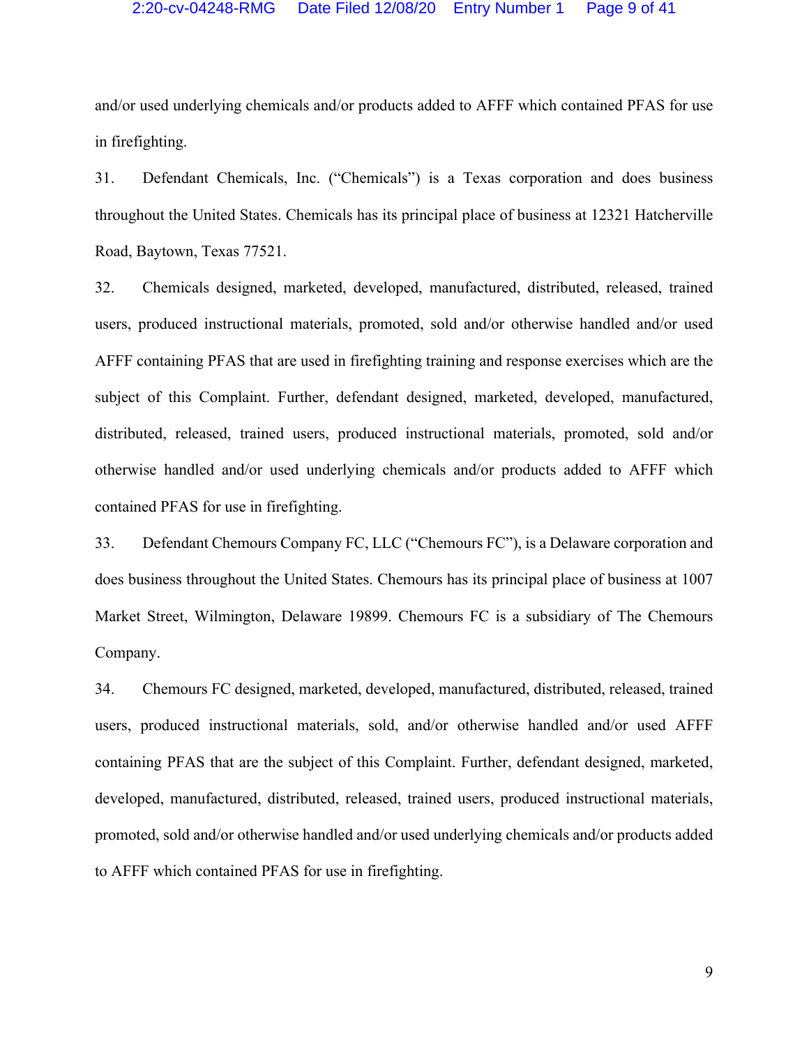and/or used underlying chemicals and/or products added to AFFF which contained PFAS for use in firefighting.

31. Defendant Chemicals, Inc. ("Chemicals") is a Texas corporation and does business throughout the United States. Chemicals has its principal place of business at 12321 Hatcherville Road, Baytown, Texas 77521.

32. Chemicals designed, marketed, developed, manufactured, distributed, released, trained users, produced instructional materials, promoted, sold and/or otherwise handled and/or used AFFF containing PFAS that are used in firefighting training and response exercises which are the subject of this Complaint. Further, defendant designed, marketed, developed, manufactured, distributed, released, trained users, produced instructional materials, promoted, sold and/or otherwise handled and/or used underlying chemicals and/or products added to AFFF which contained PFAS for use in firefighting.

33. Defendant Chemours Company FC, LLC ("Chemours FC"), is a Delaware corporation and does business throughout the United States. Chemours has its principal place of business at 1007 Market Street, Wilmington, Delaware 19899. Chemours FC is a subsidiary of The Chemours Company.

34. Chemours FC designed, marketed, developed, manufactured, distributed, released, trained users, produced instructional materials, sold, and/or otherwise handled and/or used AFFF containing PFAS that are the subject of this Complaint. Further, defendant designed, marketed, developed, manufactured, distributed, released, trained users, produced instructional materials, promoted, sold and/or otherwise handled and/or used underlying chemicals and/or products added to AFFF which contained PFAS for use in firefighting.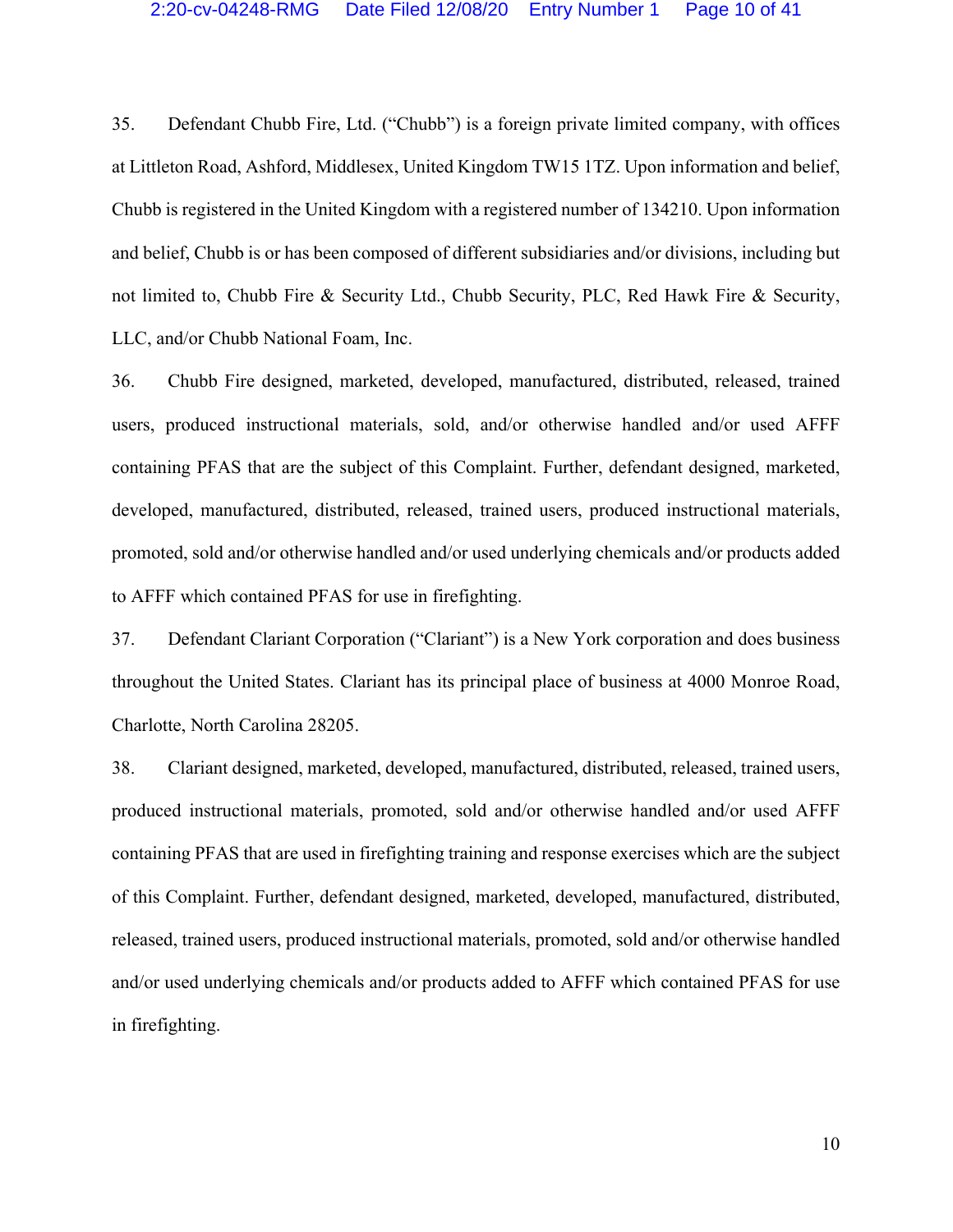35. Defendant Chubb Fire, Ltd. ("Chubb") is a foreign private limited company, with offices at Littleton Road, Ashford, Middlesex, United Kingdom TW15 1TZ. Upon information and belief, Chubb is registered in the United Kingdom with a registered number of 134210. Upon information and belief, Chubb is or has been composed of different subsidiaries and/or divisions, including but not limited to, Chubb Fire & Security Ltd., Chubb Security, PLC, Red Hawk Fire & Security, LLC, and/or Chubb National Foam, Inc.

36. Chubb Fire designed, marketed, developed, manufactured, distributed, released, trained users, produced instructional materials, sold, and/or otherwise handled and/or used AFFF containing PFAS that are the subject of this Complaint. Further, defendant designed, marketed, developed, manufactured, distributed, released, trained users, produced instructional materials, promoted, sold and/or otherwise handled and/or used underlying chemicals and/or products added to AFFF which contained PFAS for use in firefighting.

37. Defendant Clariant Corporation ("Clariant") is a New York corporation and does business throughout the United States. Clariant has its principal place of business at 4000 Monroe Road, Charlotte, North Carolina 28205.

38. Clariant designed, marketed, developed, manufactured, distributed, released, trained users, produced instructional materials, promoted, sold and/or otherwise handled and/or used AFFF containing PFAS that are used in firefighting training and response exercises which are the subject of this Complaint. Further, defendant designed, marketed, developed, manufactured, distributed, released, trained users, produced instructional materials, promoted, sold and/or otherwise handled and/or used underlying chemicals and/or products added to AFFF which contained PFAS for use in firefighting.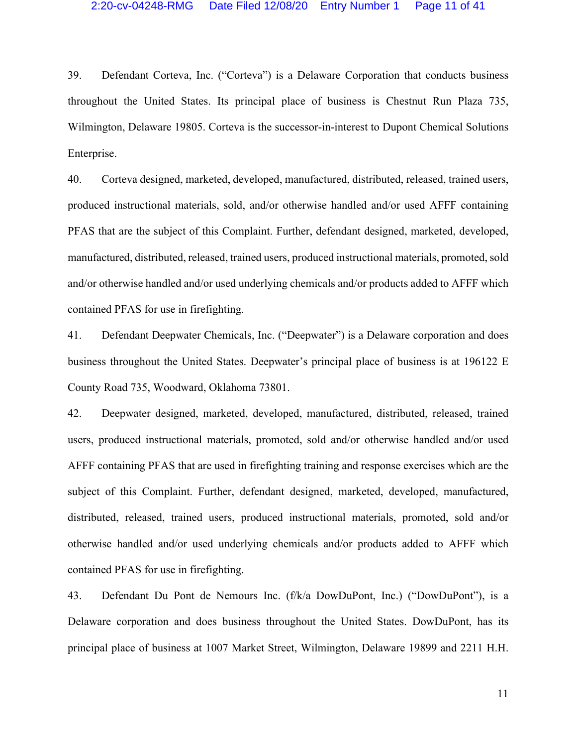39. Defendant Corteva, Inc. ("Corteva") is a Delaware Corporation that conducts business throughout the United States. Its principal place of business is Chestnut Run Plaza 735, Wilmington, Delaware 19805. Corteva is the successor-in-interest to Dupont Chemical Solutions Enterprise.

40. Corteva designed, marketed, developed, manufactured, distributed, released, trained users, produced instructional materials, sold, and/or otherwise handled and/or used AFFF containing PFAS that are the subject of this Complaint. Further, defendant designed, marketed, developed, manufactured, distributed, released, trained users, produced instructional materials, promoted, sold and/or otherwise handled and/or used underlying chemicals and/or products added to AFFF which contained PFAS for use in firefighting.

41. Defendant Deepwater Chemicals, Inc. ("Deepwater") is a Delaware corporation and does business throughout the United States. Deepwater's principal place of business is at 196122 E County Road 735, Woodward, Oklahoma 73801.

42. Deepwater designed, marketed, developed, manufactured, distributed, released, trained users, produced instructional materials, promoted, sold and/or otherwise handled and/or used AFFF containing PFAS that are used in firefighting training and response exercises which are the subject of this Complaint. Further, defendant designed, marketed, developed, manufactured, distributed, released, trained users, produced instructional materials, promoted, sold and/or otherwise handled and/or used underlying chemicals and/or products added to AFFF which contained PFAS for use in firefighting.

43. Defendant Du Pont de Nemours Inc. (f/k/a DowDuPont, Inc.) ("DowDuPont"), is a Delaware corporation and does business throughout the United States. DowDuPont, has its principal place of business at 1007 Market Street, Wilmington, Delaware 19899 and 2211 H.H.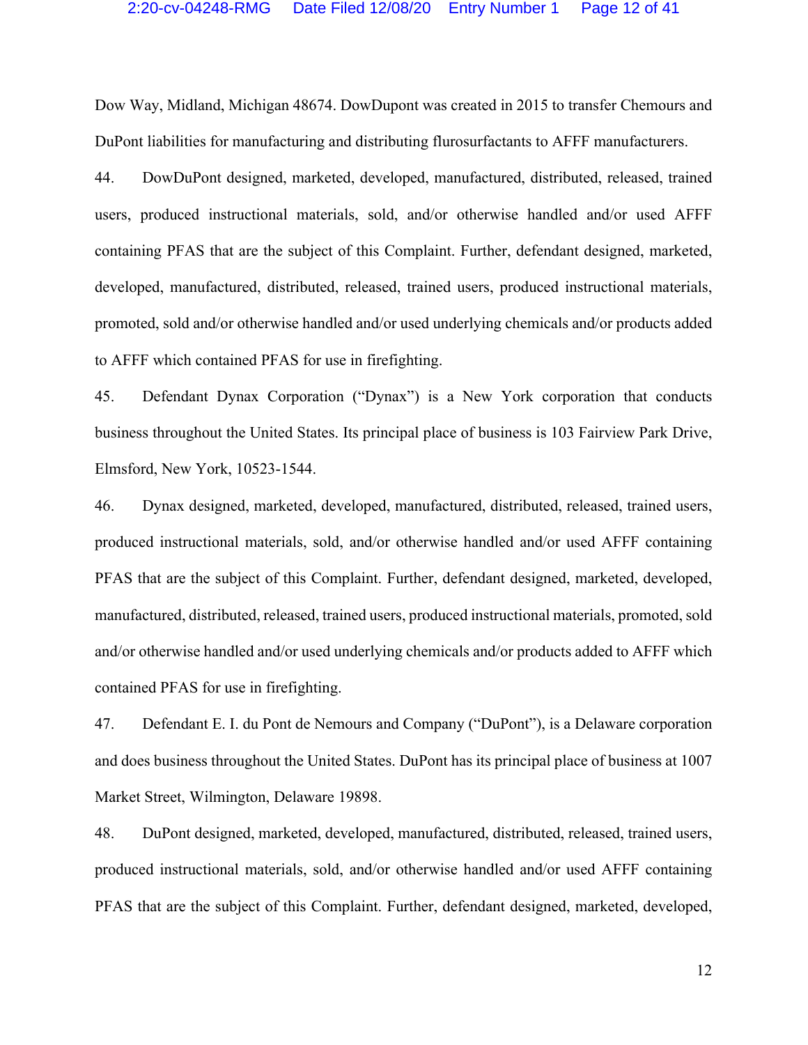Dow Way, Midland, Michigan 48674. DowDupont was created in 2015 to transfer Chemours and DuPont liabilities for manufacturing and distributing flurosurfactants to AFFF manufacturers.

44. DowDuPont designed, marketed, developed, manufactured, distributed, released, trained users, produced instructional materials, sold, and/or otherwise handled and/or used AFFF containing PFAS that are the subject of this Complaint. Further, defendant designed, marketed, developed, manufactured, distributed, released, trained users, produced instructional materials, promoted, sold and/or otherwise handled and/or used underlying chemicals and/or products added to AFFF which contained PFAS for use in firefighting.

45. Defendant Dynax Corporation ("Dynax") is a New York corporation that conducts business throughout the United States. Its principal place of business is 103 Fairview Park Drive, Elmsford, New York, 10523-1544.

46. Dynax designed, marketed, developed, manufactured, distributed, released, trained users, produced instructional materials, sold, and/or otherwise handled and/or used AFFF containing PFAS that are the subject of this Complaint. Further, defendant designed, marketed, developed, manufactured, distributed, released, trained users, produced instructional materials, promoted, sold and/or otherwise handled and/or used underlying chemicals and/or products added to AFFF which contained PFAS for use in firefighting.

47. Defendant E. I. du Pont de Nemours and Company ("DuPont"), is a Delaware corporation and does business throughout the United States. DuPont has its principal place of business at 1007 Market Street, Wilmington, Delaware 19898.

48. DuPont designed, marketed, developed, manufactured, distributed, released, trained users, produced instructional materials, sold, and/or otherwise handled and/or used AFFF containing PFAS that are the subject of this Complaint. Further, defendant designed, marketed, developed,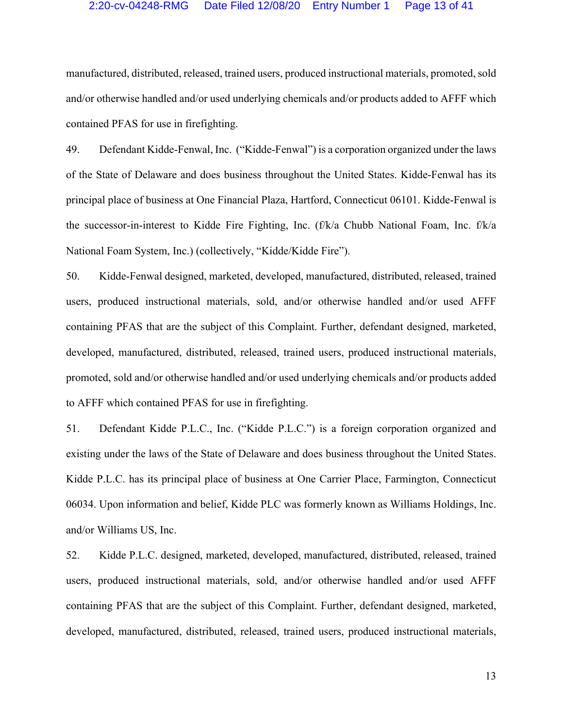manufactured, distributed, released, trained users, produced instructional materials, promoted, sold and/or otherwise handled and/or used underlying chemicals and/or products added to AFFF which contained PFAS for use in firefighting.

49. Defendant Kidde-Fenwal, Inc. ("Kidde-Fenwal") is a corporation organized under the laws of the State of Delaware and does business throughout the United States. Kidde-Fenwal has its principal place of business at One Financial Plaza, Hartford, Connecticut 06101. Kidde-Fenwal is the successor-in-interest to Kidde Fire Fighting, Inc. (f/k/a Chubb National Foam, Inc. f/k/a National Foam System, Inc.) (collectively, "Kidde/Kidde Fire").

50. Kidde-Fenwal designed, marketed, developed, manufactured, distributed, released, trained users, produced instructional materials, sold, and/or otherwise handled and/or used AFFF containing PFAS that are the subject of this Complaint. Further, defendant designed, marketed, developed, manufactured, distributed, released, trained users, produced instructional materials, promoted, sold and/or otherwise handled and/or used underlying chemicals and/or products added to AFFF which contained PFAS for use in firefighting.

51. Defendant Kidde P.L.C., Inc. ("Kidde P.L.C.") is a foreign corporation organized and existing under the laws of the State of Delaware and does business throughout the United States. Kidde P.L.C. has its principal place of business at One Carrier Place, Farmington, Connecticut 06034. Upon information and belief, Kidde PLC was formerly known as Williams Holdings, Inc. and/or Williams US, Inc.

52. Kidde P.L.C. designed, marketed, developed, manufactured, distributed, released, trained users, produced instructional materials, sold, and/or otherwise handled and/or used AFFF containing PFAS that are the subject of this Complaint. Further, defendant designed, marketed, developed, manufactured, distributed, released, trained users, produced instructional materials,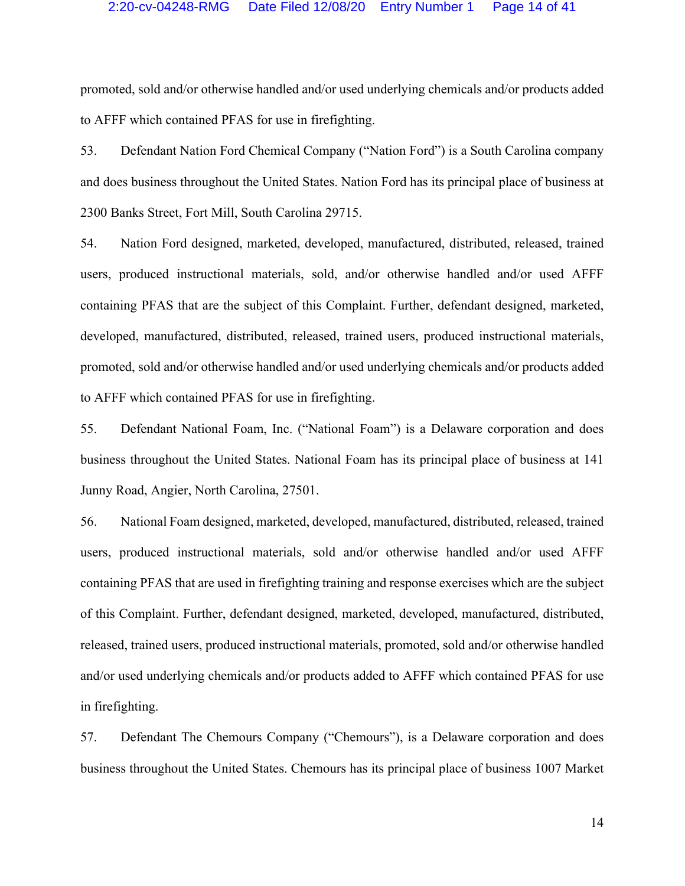promoted, sold and/or otherwise handled and/or used underlying chemicals and/or products added to AFFF which contained PFAS for use in firefighting.

53. Defendant Nation Ford Chemical Company ("Nation Ford") is a South Carolina company and does business throughout the United States. Nation Ford has its principal place of business at 2300 Banks Street, Fort Mill, South Carolina 29715.

54. Nation Ford designed, marketed, developed, manufactured, distributed, released, trained users, produced instructional materials, sold, and/or otherwise handled and/or used AFFF containing PFAS that are the subject of this Complaint. Further, defendant designed, marketed, developed, manufactured, distributed, released, trained users, produced instructional materials, promoted, sold and/or otherwise handled and/or used underlying chemicals and/or products added to AFFF which contained PFAS for use in firefighting.

55. Defendant National Foam, Inc. ("National Foam") is a Delaware corporation and does business throughout the United States. National Foam has its principal place of business at 141 Junny Road, Angier, North Carolina, 27501.

56. National Foam designed, marketed, developed, manufactured, distributed, released, trained users, produced instructional materials, sold and/or otherwise handled and/or used AFFF containing PFAS that are used in firefighting training and response exercises which are the subject of this Complaint. Further, defendant designed, marketed, developed, manufactured, distributed, released, trained users, produced instructional materials, promoted, sold and/or otherwise handled and/or used underlying chemicals and/or products added to AFFF which contained PFAS for use in firefighting.

57. Defendant The Chemours Company ("Chemours"), is a Delaware corporation and does business throughout the United States. Chemours has its principal place of business 1007 Market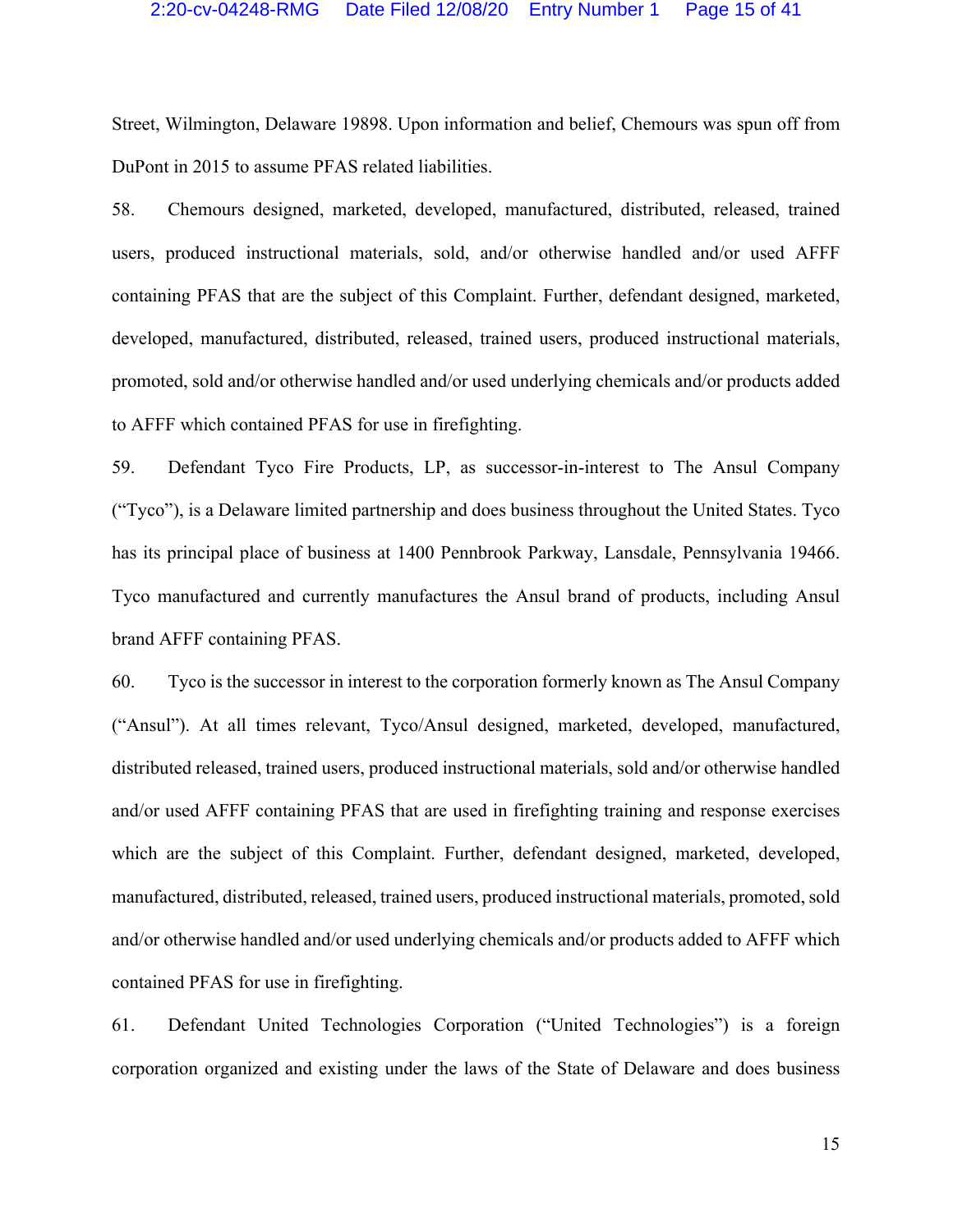Street, Wilmington, Delaware 19898. Upon information and belief, Chemours was spun off from DuPont in 2015 to assume PFAS related liabilities.

58. Chemours designed, marketed, developed, manufactured, distributed, released, trained users, produced instructional materials, sold, and/or otherwise handled and/or used AFFF containing PFAS that are the subject of this Complaint. Further, defendant designed, marketed, developed, manufactured, distributed, released, trained users, produced instructional materials, promoted, sold and/or otherwise handled and/or used underlying chemicals and/or products added to AFFF which contained PFAS for use in firefighting.

59. Defendant Tyco Fire Products, LP, as successor-in-interest to The Ansul Company ("Tyco"), is a Delaware limited partnership and does business throughout the United States. Tyco has its principal place of business at 1400 Pennbrook Parkway, Lansdale, Pennsylvania 19466. Tyco manufactured and currently manufactures the Ansul brand of products, including Ansul brand AFFF containing PFAS.

60. Tyco is the successor in interest to the corporation formerly known as The Ansul Company ("Ansul"). At all times relevant, Tyco/Ansul designed, marketed, developed, manufactured, distributed released, trained users, produced instructional materials, sold and/or otherwise handled and/or used AFFF containing PFAS that are used in firefighting training and response exercises which are the subject of this Complaint. Further, defendant designed, marketed, developed, manufactured, distributed, released, trained users, produced instructional materials, promoted, sold and/or otherwise handled and/or used underlying chemicals and/or products added to AFFF which contained PFAS for use in firefighting.

61. Defendant United Technologies Corporation ("United Technologies") is a foreign corporation organized and existing under the laws of the State of Delaware and does business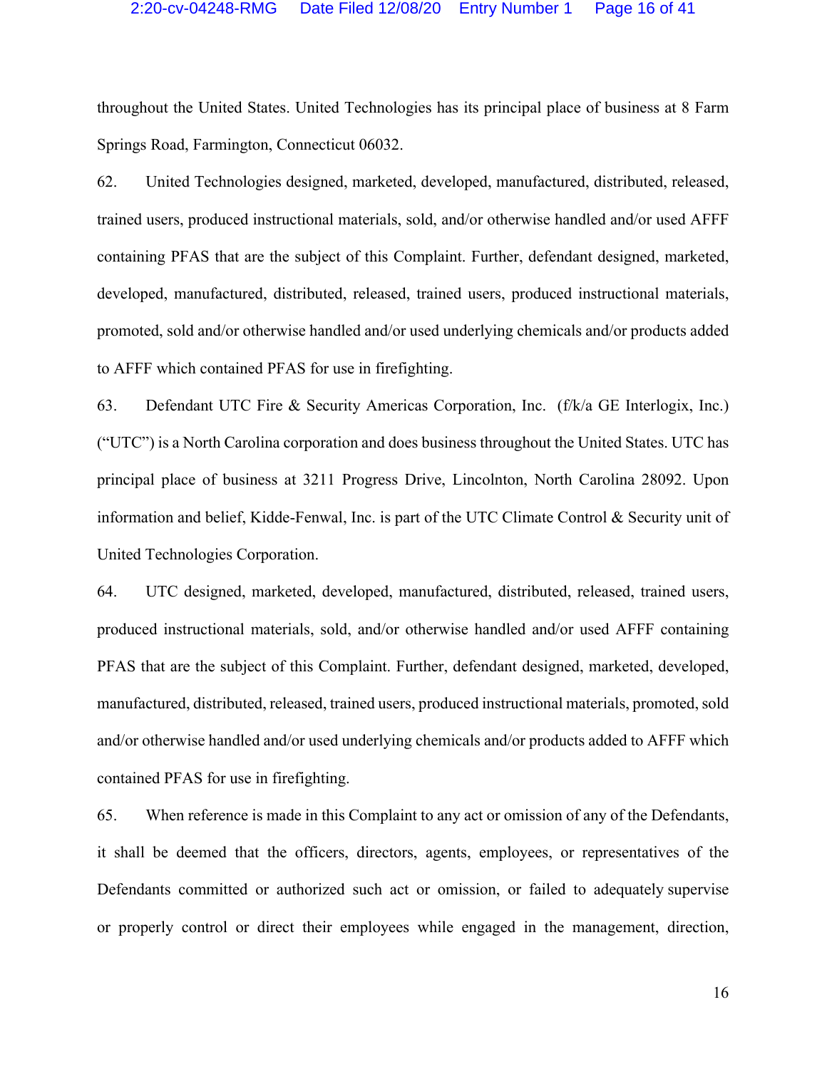throughout the United States. United Technologies has its principal place of business at 8 Farm Springs Road, Farmington, Connecticut 06032.

62. United Technologies designed, marketed, developed, manufactured, distributed, released, trained users, produced instructional materials, sold, and/or otherwise handled and/or used AFFF containing PFAS that are the subject of this Complaint. Further, defendant designed, marketed, developed, manufactured, distributed, released, trained users, produced instructional materials, promoted, sold and/or otherwise handled and/or used underlying chemicals and/or products added to AFFF which contained PFAS for use in firefighting.

63. Defendant UTC Fire & Security Americas Corporation, Inc. (f/k/a GE Interlogix, Inc.) ("UTC") is a North Carolina corporation and does business throughout the United States. UTC has principal place of business at 3211 Progress Drive, Lincolnton, North Carolina 28092. Upon information and belief, Kidde-Fenwal, Inc. is part of the UTC Climate Control & Security unit of United Technologies Corporation.

64. UTC designed, marketed, developed, manufactured, distributed, released, trained users, produced instructional materials, sold, and/or otherwise handled and/or used AFFF containing PFAS that are the subject of this Complaint. Further, defendant designed, marketed, developed, manufactured, distributed, released, trained users, produced instructional materials, promoted, sold and/or otherwise handled and/or used underlying chemicals and/or products added to AFFF which contained PFAS for use in firefighting.

65. When reference is made in this Complaint to any act or omission of any of the Defendants, it shall be deemed that the officers, directors, agents, employees, or representatives of the Defendants committed or authorized such act or omission, or failed to adequately supervise or properly control or direct their employees while engaged in the management, direction,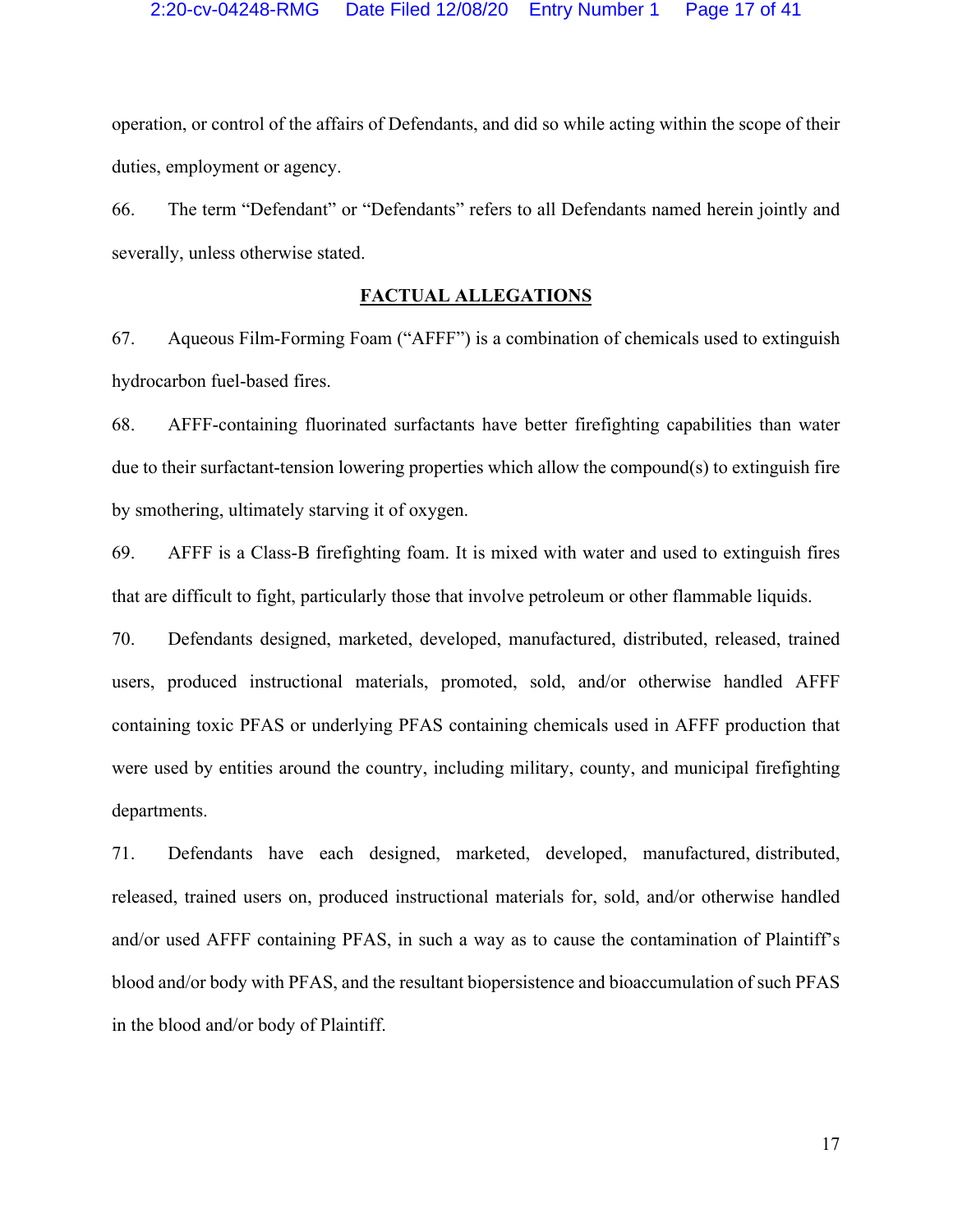operation, or control of the affairs of Defendants, and did so while acting within the scope of their duties, employment or agency.

66. The term "Defendant" or "Defendants" refers to all Defendants named herein jointly and severally, unless otherwise stated.

## FACTUAL ALLEGATIONS

67. Aqueous Film-Forming Foam ("AFFF") is a combination of chemicals used to extinguish hydrocarbon fuel-based fires.

68. AFFF-containing fluorinated surfactants have better firefighting capabilities than water due to their surfactant-tension lowering properties which allow the compound(s) to extinguish fire by smothering, ultimately starving it of oxygen.

69. AFFF is a Class-B firefighting foam. It is mixed with water and used to extinguish fires that are difficult to fight, particularly those that involve petroleum or other flammable liquids.

70. Defendants designed, marketed, developed, manufactured, distributed, released, trained users, produced instructional materials, promoted, sold, and/or otherwise handled AFFF containing toxic PFAS or underlying PFAS containing chemicals used in AFFF production that were used by entities around the country, including military, county, and municipal firefighting departments.

71. Defendants have each designed, marketed, developed, manufactured, distributed, released, trained users on, produced instructional materials for, sold, and/or otherwise handled and/or used AFFF containing PFAS, in such a way as to cause the contamination of Plaintiff's blood and/or body with PFAS, and the resultant biopersistence and bioaccumulation of such PFAS in the blood and/or body of Plaintiff.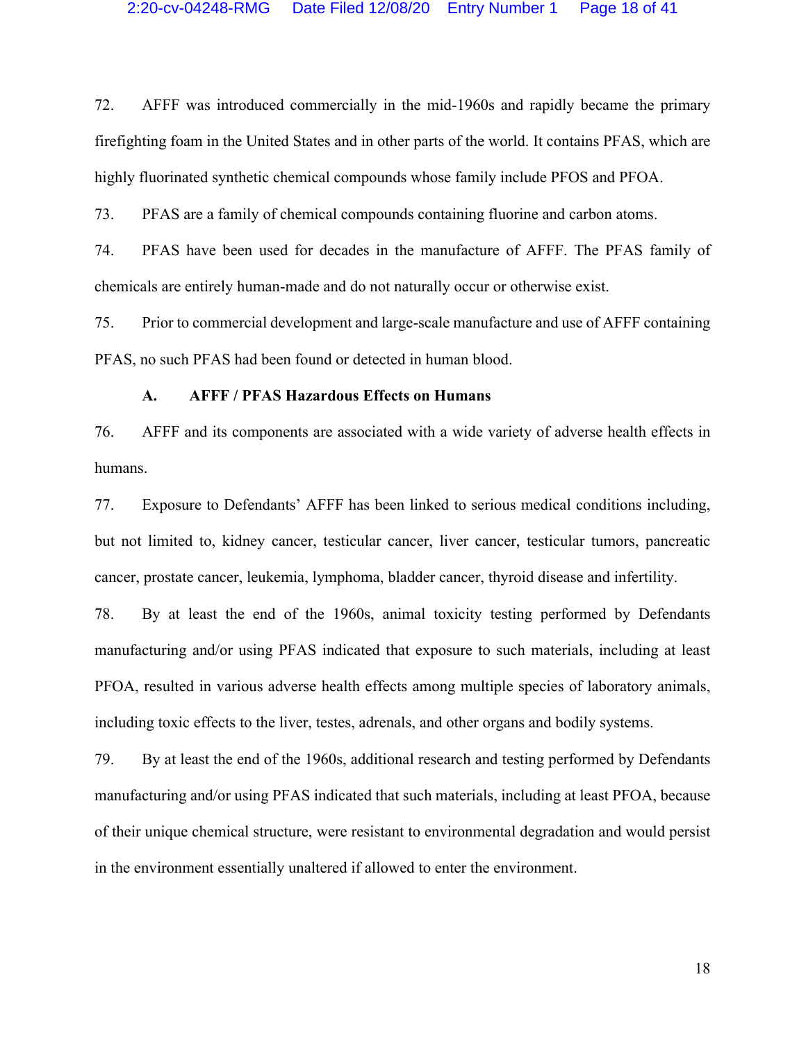72. AFFF was introduced commercially in the mid-1960s and rapidly became the primary firefighting foam in the United States and in other parts of the world. It contains PFAS, which are highly fluorinated synthetic chemical compounds whose family include PFOS and PFOA.

73. PFAS are a family of chemical compounds containing fluorine and carbon atoms.

74. PFAS have been used for decades in the manufacture of AFFF. The PFAS family of chemicals are entirely human-made and do not naturally occur or otherwise exist.

75. Prior to commercial development and large-scale manufacture and use of AFFF containing PFAS, no such PFAS had been found or detected in human blood.

**A. AFFF / PFAS Hazardous Effects on Humans**

76. AFFF and its components are associated with a wide variety of adverse health effects in humans.

77. Exposure to Defendants' AFFF has been linked to serious medical conditions including, but not limited to, kidney cancer, testicular cancer, liver cancer, testicular tumors, pancreatic cancer, prostate cancer, leukemia, lymphoma, bladder cancer, thyroid disease and infertility.

78. By at least the end of the 1960s, animal toxicity testing performed by Defendants manufacturing and/or using PFAS indicated that exposure to such materials, including at least PFOA, resulted in various adverse health effects among multiple species of laboratory animals, including toxic effects to the liver, testes, adrenals, and other organs and bodily systems.

79. By at least the end of the 1960s, additional research and testing performed by Defendants manufacturing and/or using PFAS indicated that such materials, including at least PFOA, because of their unique chemical structure, were resistant to environmental degradation and would persist in the environment essentially unaltered if allowed to enter the environment.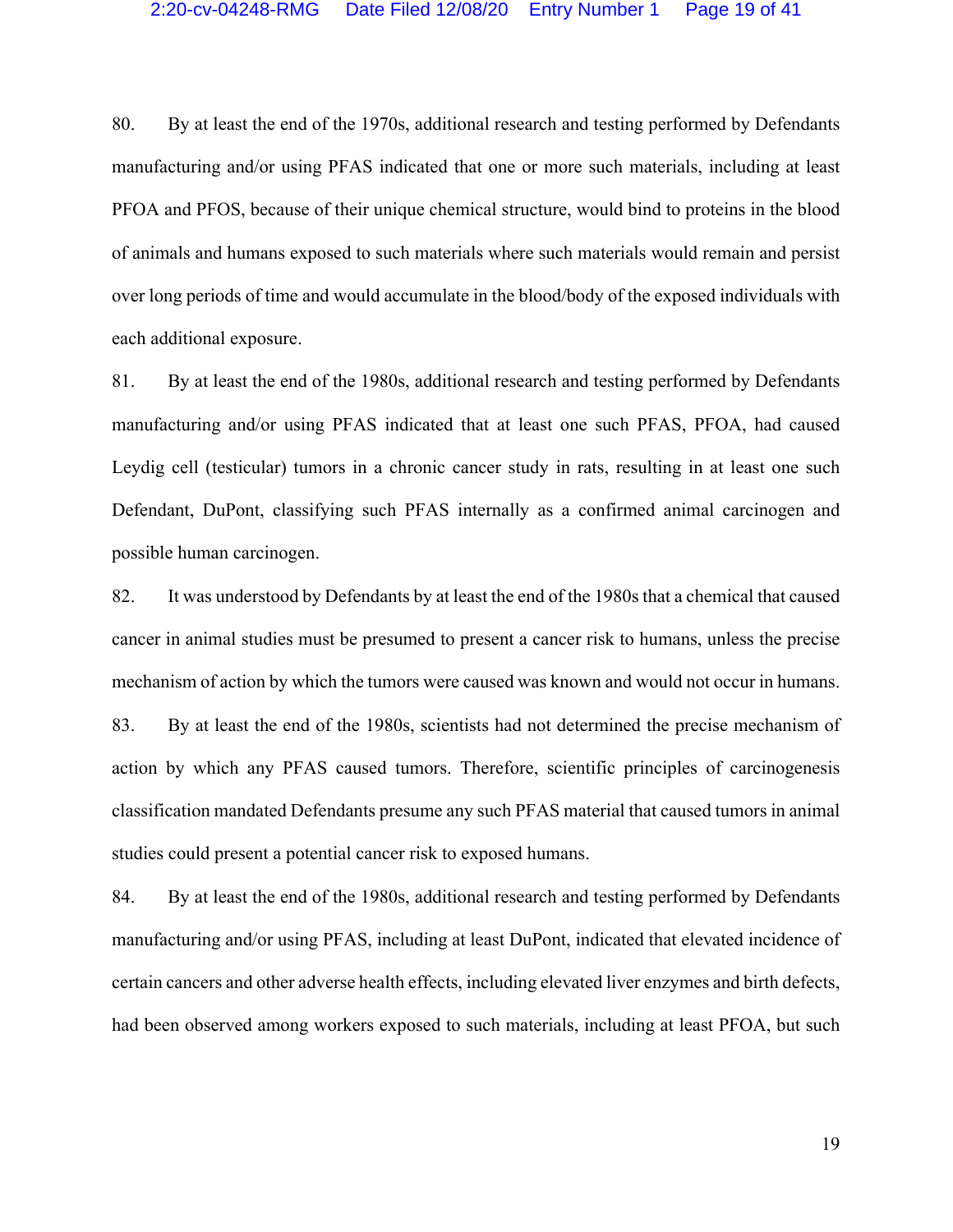80. By at least the end of the 1970s, additional research and testing performed by Defendants manufacturing and/or using PFAS indicated that one or more such materials, including at least PFOA and PFOS, because of their unique chemical structure, would bind to proteins in the blood of animals and humans exposed to such materials where such materials would remain and persist over long periods of time and would accumulate in the blood/body of the exposed individuals with each additional exposure.

81. By at least the end of the 1980s, additional research and testing performed by Defendants manufacturing and/or using PFAS indicated that at least one such PFAS, PFOA, had caused Leydig cell (testicular) tumors in a chronic cancer study in rats, resulting in at least one such Defendant, DuPont, classifying such PFAS internally as a confirmed animal carcinogen and possible human carcinogen.

82. It was understood by Defendants by at least the end of the 1980s that a chemical that caused cancer in animal studies must be presumed to present a cancer risk to humans, unless the precise mechanism of action by which the tumors were caused was known and would not occur in humans.

83. By at least the end of the 1980s, scientists had not determined the precise mechanism of action by which any PFAS caused tumors. Therefore, scientific principles of carcinogenesis classification mandated Defendants presume any such PFAS material that caused tumors in animal studies could present a potential cancer risk to exposed humans.

84. By at least the end of the 1980s, additional research and testing performed by Defendants manufacturing and/or using PFAS, including at least DuPont, indicated that elevated incidence of certain cancers and other adverse health effects, including elevated liver enzymes and birth defects, had been observed among workers exposed to such materials, including at least PFOA, but such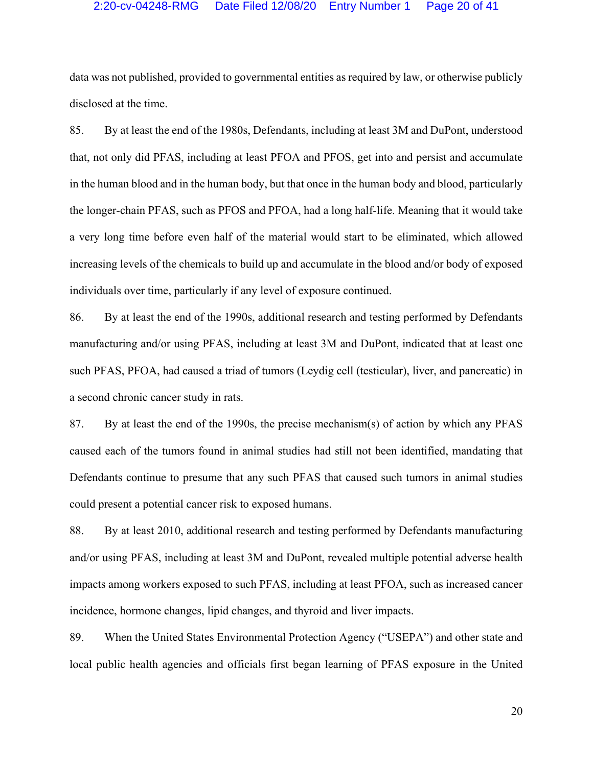data was not published, provided to governmental entities as required by law, or otherwise publicly disclosed at the time.

85. By at least the end of the 1980s, Defendants, including at least 3M and DuPont, understood that, not only did PFAS, including at least PFOA and PFOS, get into and persist and accumulate in the human blood and in the human body, but that once in the human body and blood, particularly the longer-chain PFAS, such as PFOS and PFOA, had a long half-life. Meaning that it would take a very long time before even half of the material would start to be eliminated, which allowed increasing levels of the chemicals to build up and accumulate in the blood and/or body of exposed individuals over time, particularly if any level of exposure continued.

86. By at least the end of the 1990s, additional research and testing performed by Defendants manufacturing and/or using PFAS, including at least 3M and DuPont, indicated that at least one such PFAS, PFOA, had caused a triad of tumors (Leydig cell (testicular), liver, and pancreatic) in a second chronic cancer study in rats.

87. By at least the end of the 1990s, the precise mechanism(s) of action by which any PFAS caused each of the tumors found in animal studies had still not been identified, mandating that Defendants continue to presume that any such PFAS that caused such tumors in animal studies could present a potential cancer risk to exposed humans.

88. By at least 2010, additional research and testing performed by Defendants manufacturing and/or using PFAS, including at least 3M and DuPont, revealed multiple potential adverse health impacts among workers exposed to such PFAS, including at least PFOA, such as increased cancer incidence, hormone changes, lipid changes, and thyroid and liver impacts.

89. When the United States Environmental Protection Agency ("USEPA") and other state and local public health agencies and officials first began learning of PFAS exposure in the United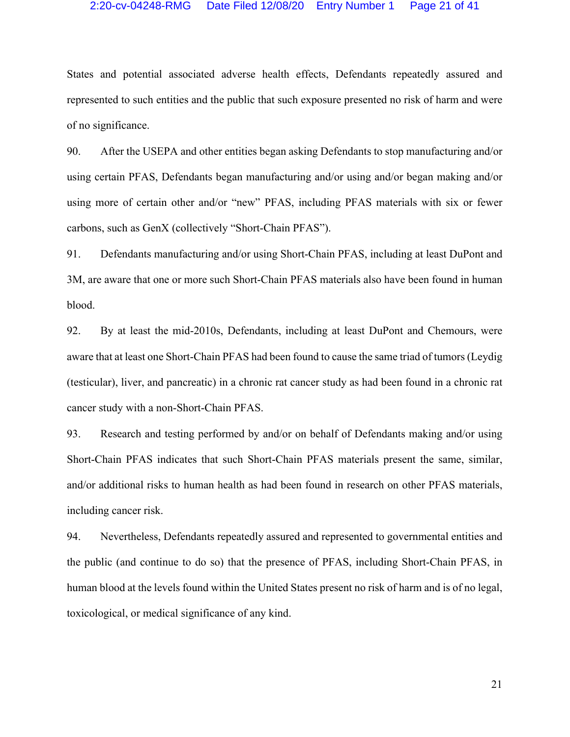States and potential associated adverse health effects, Defendants repeatedly assured and represented to such entities and the public that such exposure presented no risk of harm and were of no significance.

90. After the USEPA and other entities began asking Defendants to stop manufacturing and/or using certain PFAS, Defendants began manufacturing and/or using and/or began making and/or using more of certain other and/or "new" PFAS, including PFAS materials with six or fewer carbons, such as GenX (collectively "Short-Chain PFAS").

91. Defendants manufacturing and/or using Short-Chain PFAS, including at least DuPont and 3M, are aware that one or more such Short-Chain PFAS materials also have been found in human blood.

92. By at least the mid-2010s, Defendants, including at least DuPont and Chemours, were aware that at least one Short-Chain PFAS had been found to cause the same triad of tumors (Leydig (testicular), liver, and pancreatic) in a chronic rat cancer study as had been found in a chronic rat cancer study with a non-Short-Chain PFAS.

93. Research and testing performed by and/or on behalf of Defendants making and/or using Short-Chain PFAS indicates that such Short-Chain PFAS materials present the same, similar, and/or additional risks to human health as had been found in research on other PFAS materials, including cancer risk.

94. Nevertheless, Defendants repeatedly assured and represented to governmental entities and the public (and continue to do so) that the presence of PFAS, including Short-Chain PFAS, in human blood at the levels found within the United States present no risk of harm and is of no legal, toxicological, or medical significance of any kind.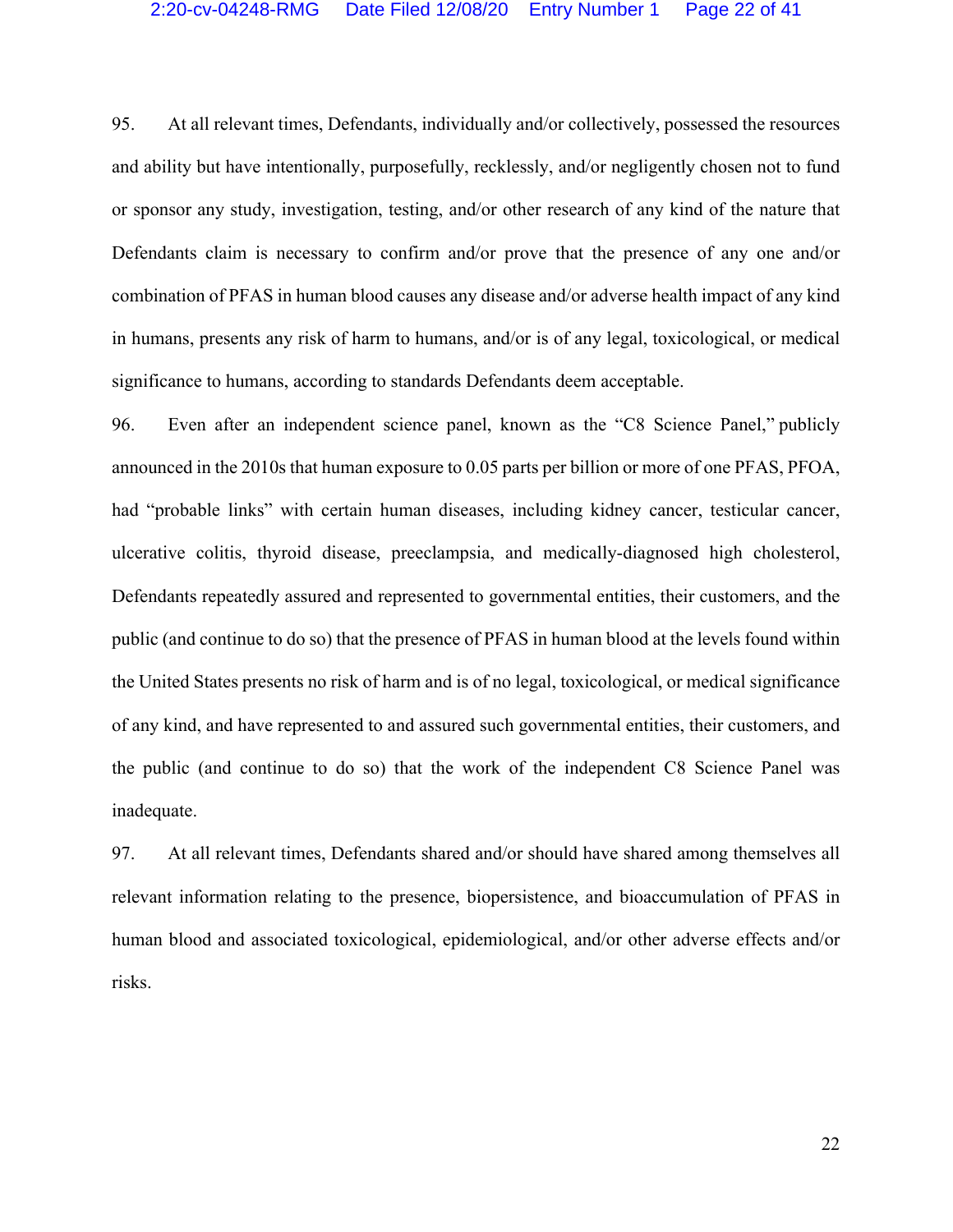95. At all relevant times, Defendants, individually and/or collectively, possessed the resources and ability but have intentionally, purposefully, recklessly, and/or negligently chosen not to fund or sponsor any study, investigation, testing, and/or other research of any kind of the nature that Defendants claim is necessary to confirm and/or prove that the presence of any one and/or combination of PFAS in human blood causes any disease and/or adverse health impact of any kind in humans, presents any risk of harm to humans, and/or is of any legal, toxicological, or medical significance to humans, according to standards Defendants deem acceptable.

96. Even after an independent science panel, known as the "C8 Science Panel," publicly announced in the 2010s that human exposure to 0.05 parts per billion or more of one PFAS, PFOA, had "probable links" with certain human diseases, including kidney cancer, testicular cancer, ulcerative colitis, thyroid disease, preeclampsia, and medically-diagnosed high cholesterol, Defendants repeatedly assured and represented to governmental entities, their customers, and the public (and continue to do so) that the presence of PFAS in human blood at the levels found within the United States presents no risk of harm and is of no legal, toxicological, or medical significance of any kind, and have represented to and assured such governmental entities, their customers, and the public (and continue to do so) that the work of the independent C8 Science Panel was inadequate.

97. At all relevant times, Defendants shared and/or should have shared among themselves all relevant information relating to the presence, biopersistence, and bioaccumulation of PFAS in human blood and associated toxicological, epidemiological, and/or other adverse effects and/or risks.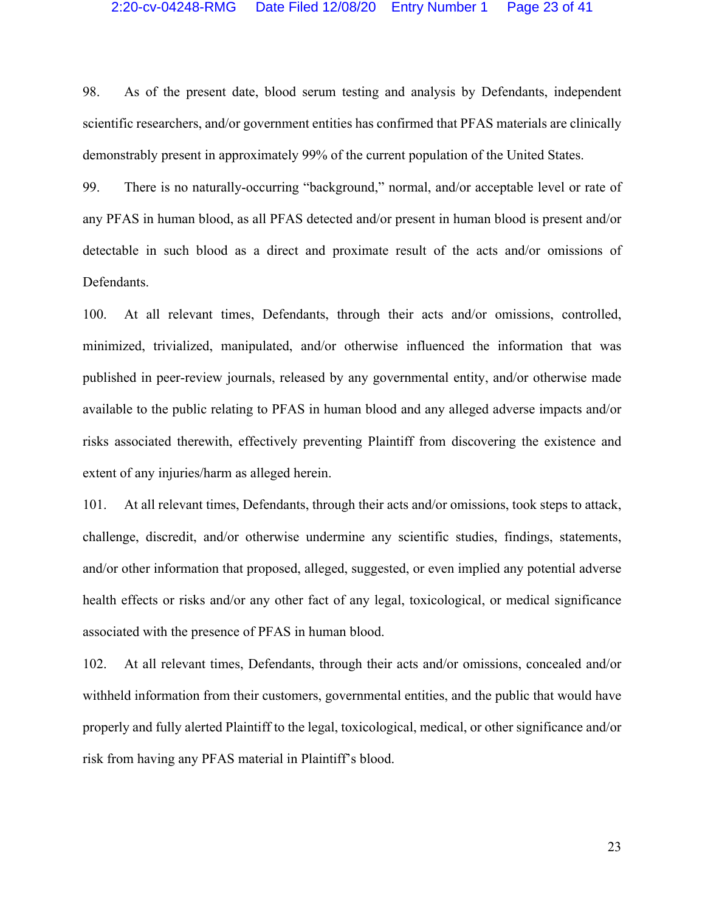98. As of the present date, blood serum testing and analysis by Defendants, independent scientific researchers, and/or government entities has confirmed that PFAS materials are clinically demonstrably present in approximately 99% of the current population of the United States.

99. There is no naturally-occurring "background," normal, and/or acceptable level or rate of any PFAS in human blood, as all PFAS detected and/or present in human blood is present and/or detectable in such blood as a direct and proximate result of the acts and/or omissions of Defendants.

100. At all relevant times, Defendants, through their acts and/or omissions, controlled, minimized, trivialized, manipulated, and/or otherwise influenced the information that was published in peer-review journals, released by any governmental entity, and/or otherwise made available to the public relating to PFAS in human blood and any alleged adverse impacts and/or risks associated therewith, effectively preventing Plaintiff from discovering the existence and extent of any injuries/harm as alleged herein.

101. At all relevant times, Defendants, through their acts and/or omissions, took steps to attack, challenge, discredit, and/or otherwise undermine any scientific studies, findings, statements, and/or other information that proposed, alleged, suggested, or even implied any potential adverse health effects or risks and/or any other fact of any legal, toxicological, or medical significance associated with the presence of PFAS in human blood.

102. At all relevant times, Defendants, through their acts and/or omissions, concealed and/or withheld information from their customers, governmental entities, and the public that would have properly and fully alerted Plaintiff to the legal, toxicological, medical, or other significance and/or risk from having any PFAS material in Plaintiff's blood.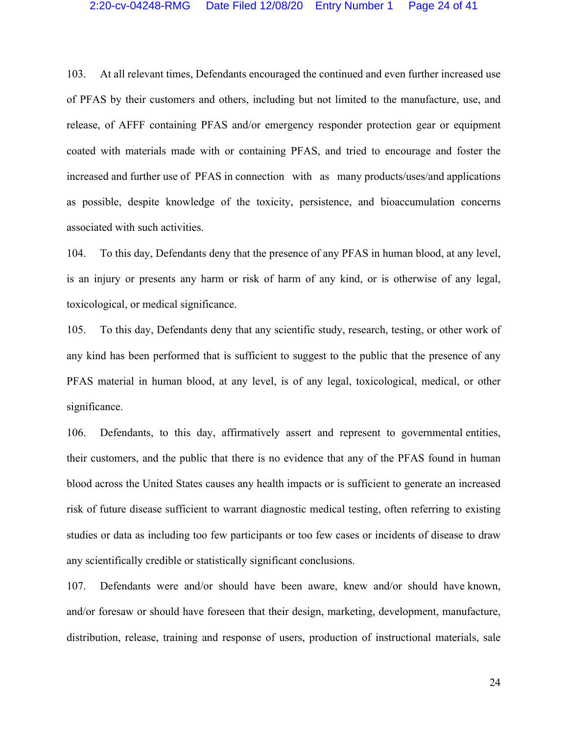103. At all relevant times, Defendants encouraged the continued and even further increased use of PFAS by their customers and others, including but not limited to the manufacture, use, and release, of AFFF containing PFAS and/or emergency responder protection gear or equipment coated with materials made with or containing PFAS, and tried to encourage and foster the increased and further use of PFAS in connection with as many products/uses/and applications as possible, despite knowledge of the toxicity, persistence, and bioaccumulation concerns associated with such activities.

104. To this day, Defendants deny that the presence of any PFAS in human blood, at any level, is an injury or presents any harm or risk of harm of any kind, or is otherwise of any legal, toxicological, or medical significance.

105. To this day, Defendants deny that any scientific study, research, testing, or other work of any kind has been performed that is sufficient to suggest to the public that the presence of any PFAS material in human blood, at any level, is of any legal, toxicological, medical, or other significance.

106. Defendants, to this day, affirmatively assert and represent to governmental entities, their customers, and the public that there is no evidence that any of the PFAS found in human blood across the United States causes any health impacts or is sufficient to generate an increased risk of future disease sufficient to warrant diagnostic medical testing, often referring to existing studies or data as including too few participants or too few cases or incidents of disease to draw any scientifically credible or statistically significant conclusions.

107. Defendants were and/or should have been aware, knew and/or should have known, and/or foresaw or should have foreseen that their design, marketing, development, manufacture, distribution, release, training and response of users, production of instructional materials, sale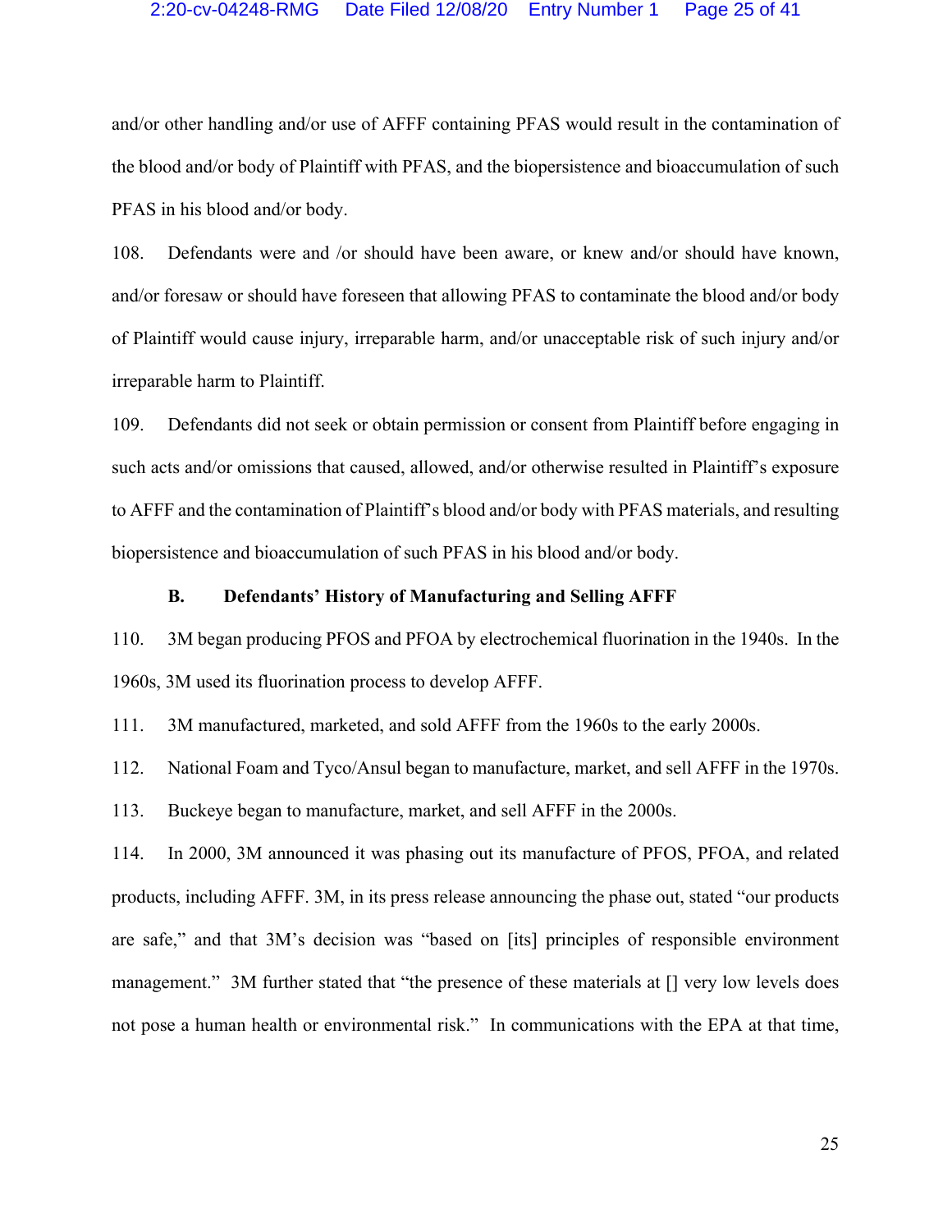and/or other handling and/or use of AFFF containing PFAS would result in the contamination of the blood and/or body of Plaintiff with PFAS, and the biopersistence and bioaccumulation of such PFAS in his blood and/or body.

108. Defendants were and /or should have been aware, or knew and/or should have known, and/or foresaw or should have foreseen that allowing PFAS to contaminate the blood and/or body of Plaintiff would cause injury, irreparable harm, and/or unacceptable risk of such injury and/or irreparable harm to Plaintiff.

109. Defendants did not seek or obtain permission or consent from Plaintiff before engaging in such acts and/or omissions that caused, allowed, and/or otherwise resulted in Plaintiff's exposure to AFFF and the contamination of Plaintiff's blood and/or body with PFAS materials, and resulting biopersistence and bioaccumulation of such PFAS in his blood and/or body.

### B. Defendants' History of Manufacturing and Selling AFFF

110. 3M began producing PFOS and PFOA by electrochemical fluorination in the 1940s. In the 1960s, 3M used its fluorination process to develop AFFF.

111. 3M manufactured, marketed, and sold AFFF from the 1960s to the early 2000s.

112. National Foam and Tyco/Ansul began to manufacture, market, and sell AFFF in the 1970s.

113. Buckeye began to manufacture, market, and sell AFFF in the 2000s.

114. In 2000, 3M announced it was phasing out its manufacture of PFOS, PFOA, and related products, including AFFF. 3M, in its press release announcing the phase out, stated "our products are safe," and that 3M's decision was "based on [its] principles of responsible environment management." 3M further stated that "the presence of these materials at [] very low levels does not pose a human health or environmental risk." In communications with the EPA at that time,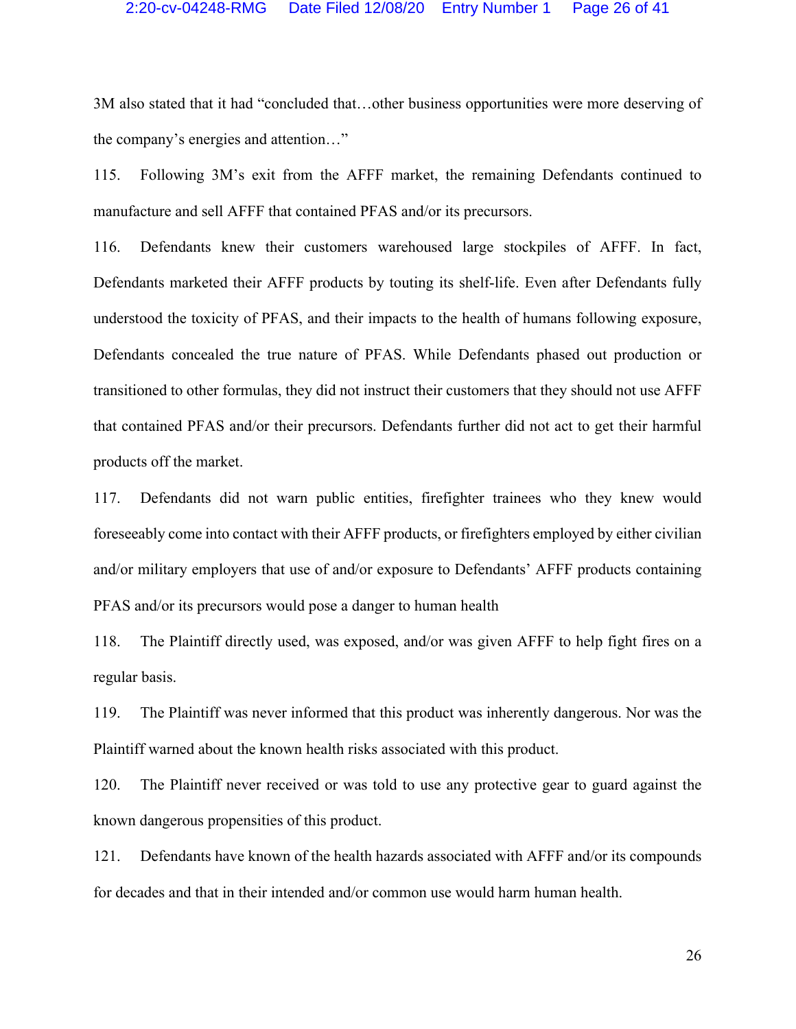3M also stated that it had "concluded that…other business opportunities were more deserving of the company's energies and attention…"

115. Following 3M's exit from the AFFF market, the remaining Defendants continued to manufacture and sell AFFF that contained PFAS and/or its precursors.

116. Defendants knew their customers warehoused large stockpiles of AFFF. In fact, Defendants marketed their AFFF products by touting its shelf-life. Even after Defendants fully understood the toxicity of PFAS, and their impacts to the health of humans following exposure, Defendants concealed the true nature of PFAS. While Defendants phased out production or transitioned to other formulas, they did not instruct their customers that they should not use AFFF that contained PFAS and/or their precursors. Defendants further did not act to get their harmful products off the market.

117. Defendants did not warn public entities, firefighter trainees who they knew would foreseeably come into contact with their AFFF products, or firefighters employed by either civilian and/or military employers that use of and/or exposure to Defendants' AFFF products containing PFAS and/or its precursors would pose a danger to human health

118. The Plaintiff directly used, was exposed, and/or was given AFFF to help fight fires on a regular basis.

119. The Plaintiff was never informed that this product was inherently dangerous. Nor was the Plaintiff warned about the known health risks associated with this product.

120. The Plaintiff never received or was told to use any protective gear to guard against the known dangerous propensities of this product.

121. Defendants have known of the health hazards associated with AFFF and/or its compounds for decades and that in their intended and/or common use would harm human health.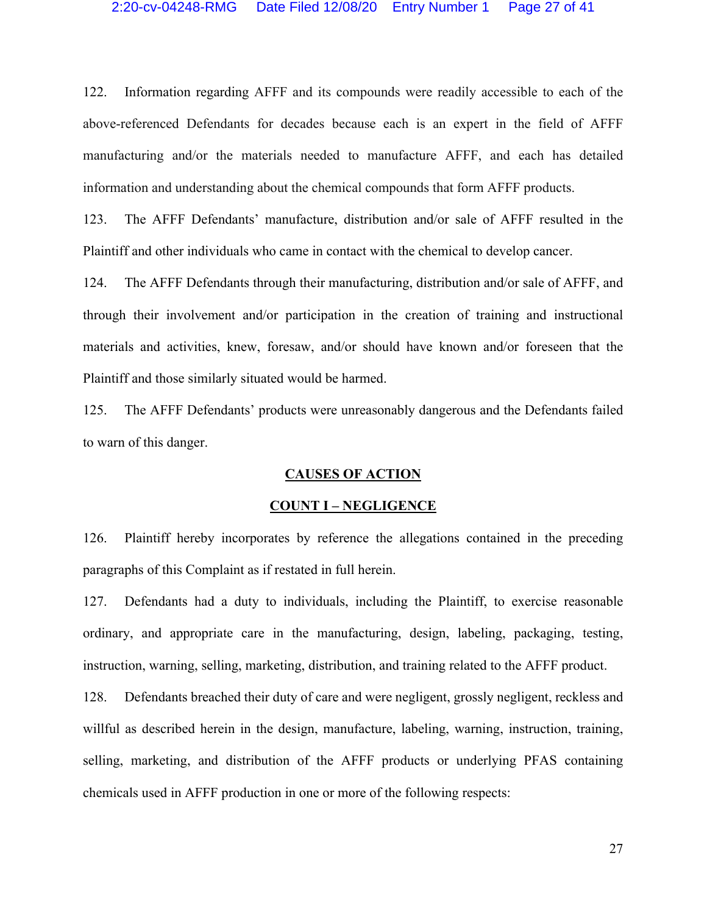122. Information regarding AFFF and its compounds were readily accessible to each of the above-referenced Defendants for decades because each is an expert in the field of AFFF manufacturing and/or the materials needed to manufacture AFFF, and each has detailed information and understanding about the chemical compounds that form AFFF products.

123. The AFFF Defendants' manufacture, distribution and/or sale of AFFF resulted in the Plaintiff and other individuals who came in contact with the chemical to develop cancer.

124. The AFFF Defendants through their manufacturing, distribution and/or sale of AFFF, and through their involvement and/or participation in the creation of training and instructional materials and activities, knew, foresaw, and/or should have known and/or foreseen that the Plaintiff and those similarly situated would be harmed.

125. The AFFF Defendants' products were unreasonably dangerous and the Defendants failed to warn of this danger.

## CAUSES OF ACTION

### COUNT I – NEGLIGENCE

126. Plaintiff hereby incorporates by reference the allegations contained in the preceding paragraphs of this Complaint as if restated in full herein.

127. Defendants had a duty to individuals, including the Plaintiff, to exercise reasonable ordinary, and appropriate care in the manufacturing, design, labeling, packaging, testing, instruction, warning, selling, marketing, distribution, and training related to the AFFF product.

128. Defendants breached their duty of care and were negligent, grossly negligent, reckless and willful as described herein in the design, manufacture, labeling, warning, instruction, training, selling, marketing, and distribution of the AFFF products or underlying PFAS containing chemicals used in AFFF production in one or more of the following respects: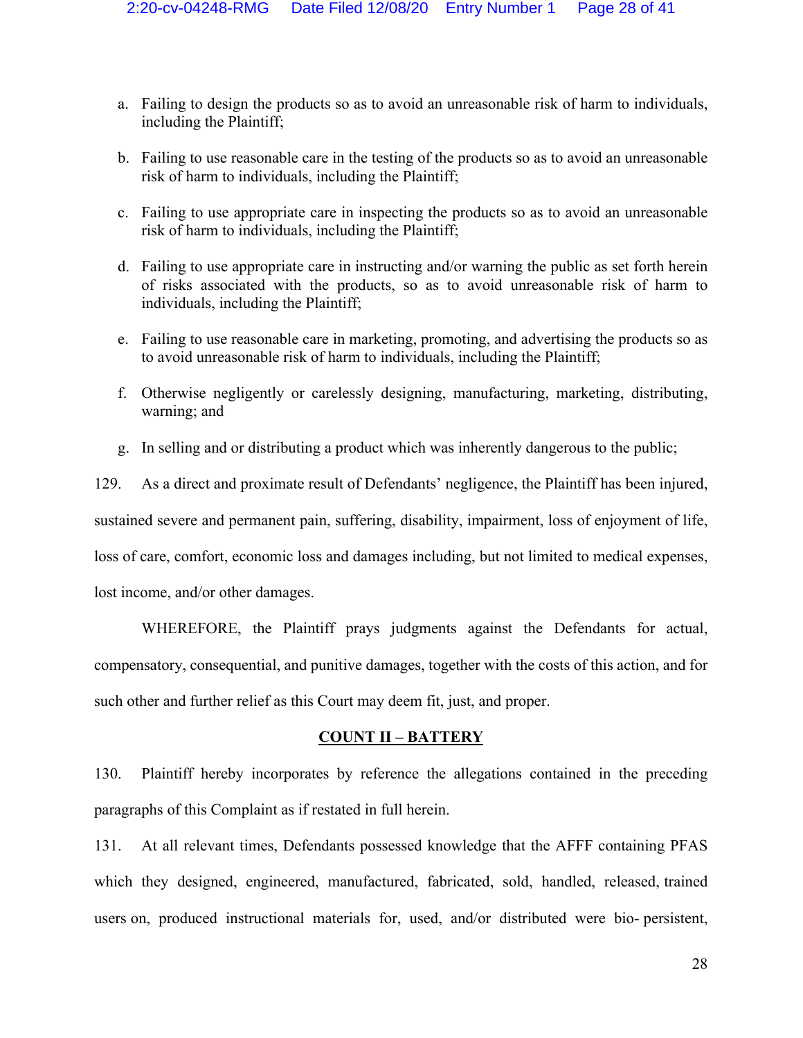a. Failing to design the products so as to avoid an unreasonable risk of harm to individuals, including the Plaintiff;

b. Failing to use reasonable care in the testing of the products so as to avoid an unreasonable risk of harm to individuals, including the Plaintiff;

c. Failing to use appropriate care in inspecting the products so as to avoid an unreasonable risk of harm to individuals, including the Plaintiff;

d. Failing to use appropriate care in instructing and/or warning the public as set forth herein of risks associated with the products, so as to avoid unreasonable risk of harm to individuals, including the Plaintiff;

e. Failing to use reasonable care in marketing, promoting, and advertising the products so as to avoid unreasonable risk of harm to individuals, including the Plaintiff;

f. Otherwise negligently or carelessly designing, manufacturing, marketing, distributing, warning; and

g. In selling and or distributing a product which was inherently dangerous to the public;

129. As a direct and proximate result of Defendants' negligence, the Plaintiff has been injured, sustained severe and permanent pain, suffering, disability, impairment, loss of enjoyment of life, loss of care, comfort, economic loss and damages including, but not limited to medical expenses, lost income, and/or other damages.

WHEREFORE, the Plaintiff prays judgments against the Defendants for actual, compensatory, consequential, and punitive damages, together with the costs of this action, and for such other and further relief as this Court may deem fit, just, and proper.

## COUNT II – BATTERY

130. Plaintiff hereby incorporates by reference the allegations contained in the preceding paragraphs of this Complaint as if restated in full herein.

131. At all relevant times, Defendants possessed knowledge that the AFFF containing PFAS which they designed, engineered, manufactured, fabricated, sold, handled, released, trained users on, produced instructional materials for, used, and/or distributed were bio- persistent,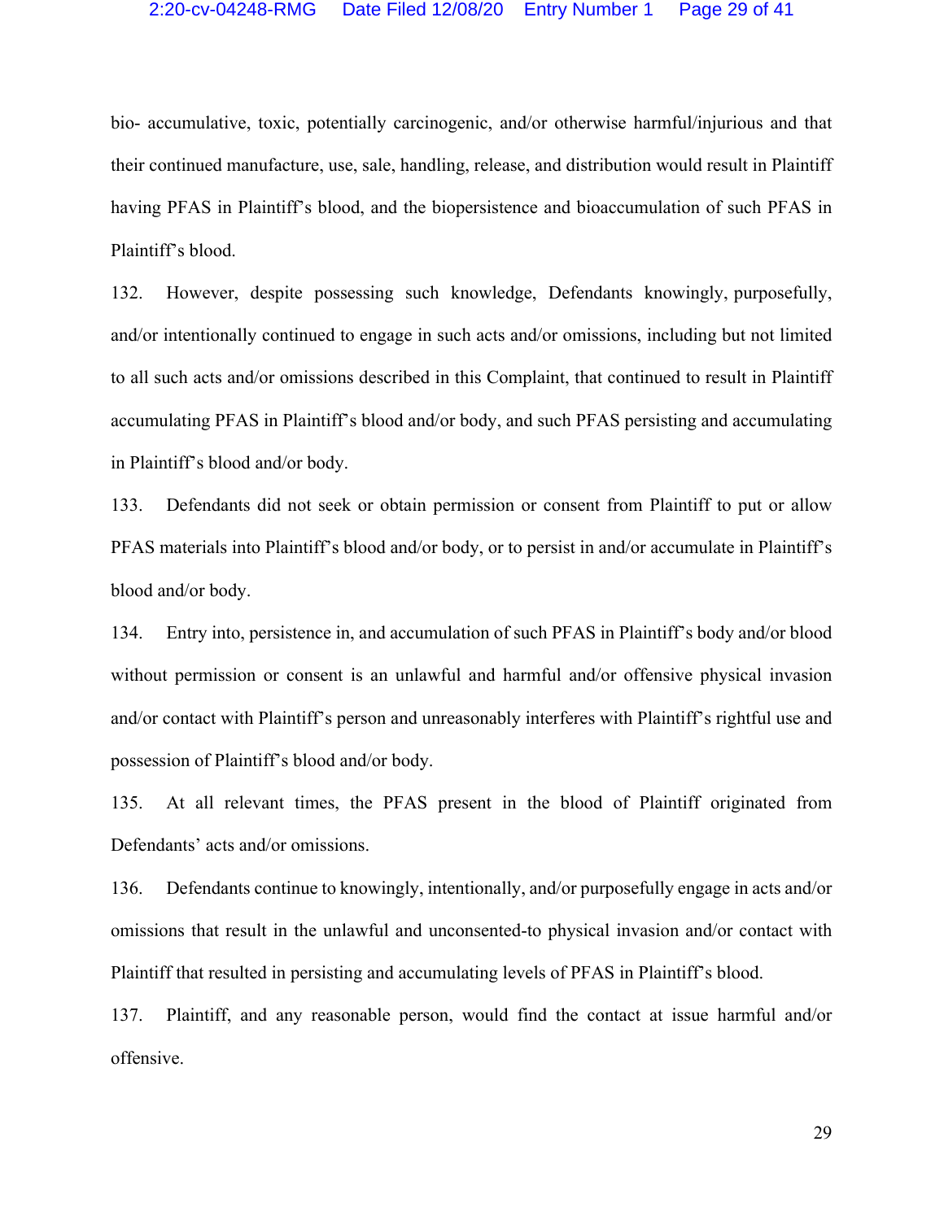bio- accumulative, toxic, potentially carcinogenic, and/or otherwise harmful/injurious and that their continued manufacture, use, sale, handling, release, and distribution would result in Plaintiff having PFAS in Plaintiff's blood, and the biopersistence and bioaccumulation of such PFAS in Plaintiff's blood.

132. However, despite possessing such knowledge, Defendants knowingly, purposefully, and/or intentionally continued to engage in such acts and/or omissions, including but not limited to all such acts and/or omissions described in this Complaint, that continued to result in Plaintiff accumulating PFAS in Plaintiff's blood and/or body, and such PFAS persisting and accumulating in Plaintiff's blood and/or body.

133. Defendants did not seek or obtain permission or consent from Plaintiff to put or allow PFAS materials into Plaintiff's blood and/or body, or to persist in and/or accumulate in Plaintiff's blood and/or body.

134. Entry into, persistence in, and accumulation of such PFAS in Plaintiff's body and/or blood without permission or consent is an unlawful and harmful and/or offensive physical invasion and/or contact with Plaintiff's person and unreasonably interferes with Plaintiff's rightful use and possession of Plaintiff's blood and/or body.

135. At all relevant times, the PFAS present in the blood of Plaintiff originated from Defendants' acts and/or omissions.

136. Defendants continue to knowingly, intentionally, and/or purposefully engage in acts and/or omissions that result in the unlawful and unconsented-to physical invasion and/or contact with Plaintiff that resulted in persisting and accumulating levels of PFAS in Plaintiff's blood.

137. Plaintiff, and any reasonable person, would find the contact at issue harmful and/or offensive.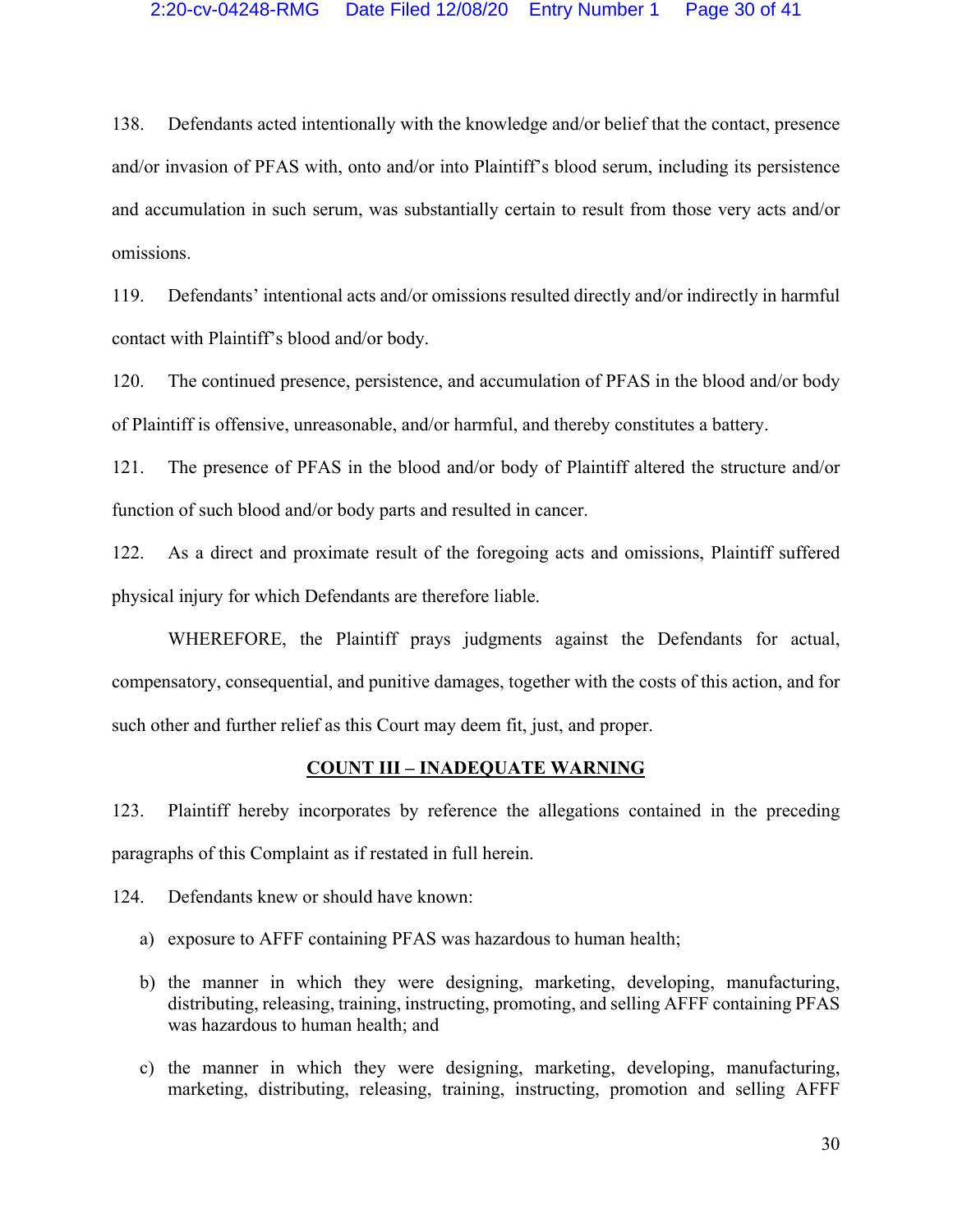138. Defendants acted intentionally with the knowledge and/or belief that the contact, presence and/or invasion of PFAS with, onto and/or into Plaintiff's blood serum, including its persistence and accumulation in such serum, was substantially certain to result from those very acts and/or omissions.

119. Defendants' intentional acts and/or omissions resulted directly and/or indirectly in harmful contact with Plaintiff's blood and/or body.

120. The continued presence, persistence, and accumulation of PFAS in the blood and/or body of Plaintiff is offensive, unreasonable, and/or harmful, and thereby constitutes a battery.

121. The presence of PFAS in the blood and/or body of Plaintiff altered the structure and/or function of such blood and/or body parts and resulted in cancer.

122. As a direct and proximate result of the foregoing acts and omissions, Plaintiff suffered physical injury for which Defendants are therefore liable.

WHEREFORE, the Plaintiff prays judgments against the Defendants for actual, compensatory, consequential, and punitive damages, together with the costs of this action, and for such other and further relief as this Court may deem fit, just, and proper.

## COUNT III – INADEQUATE WARNING

123. Plaintiff hereby incorporates by reference the allegations contained in the preceding paragraphs of this Complaint as if restated in full herein.

124. Defendants knew or should have known:

a) exposure to AFFF containing PFAS was hazardous to human health;

b) the manner in which they were designing, marketing, developing, manufacturing, distributing, releasing, training, instructing, promoting, and selling AFFF containing PFAS was hazardous to human health; and

c) the manner in which they were designing, marketing, developing, manufacturing, marketing, distributing, releasing, training, instructing, promotion and selling AFFF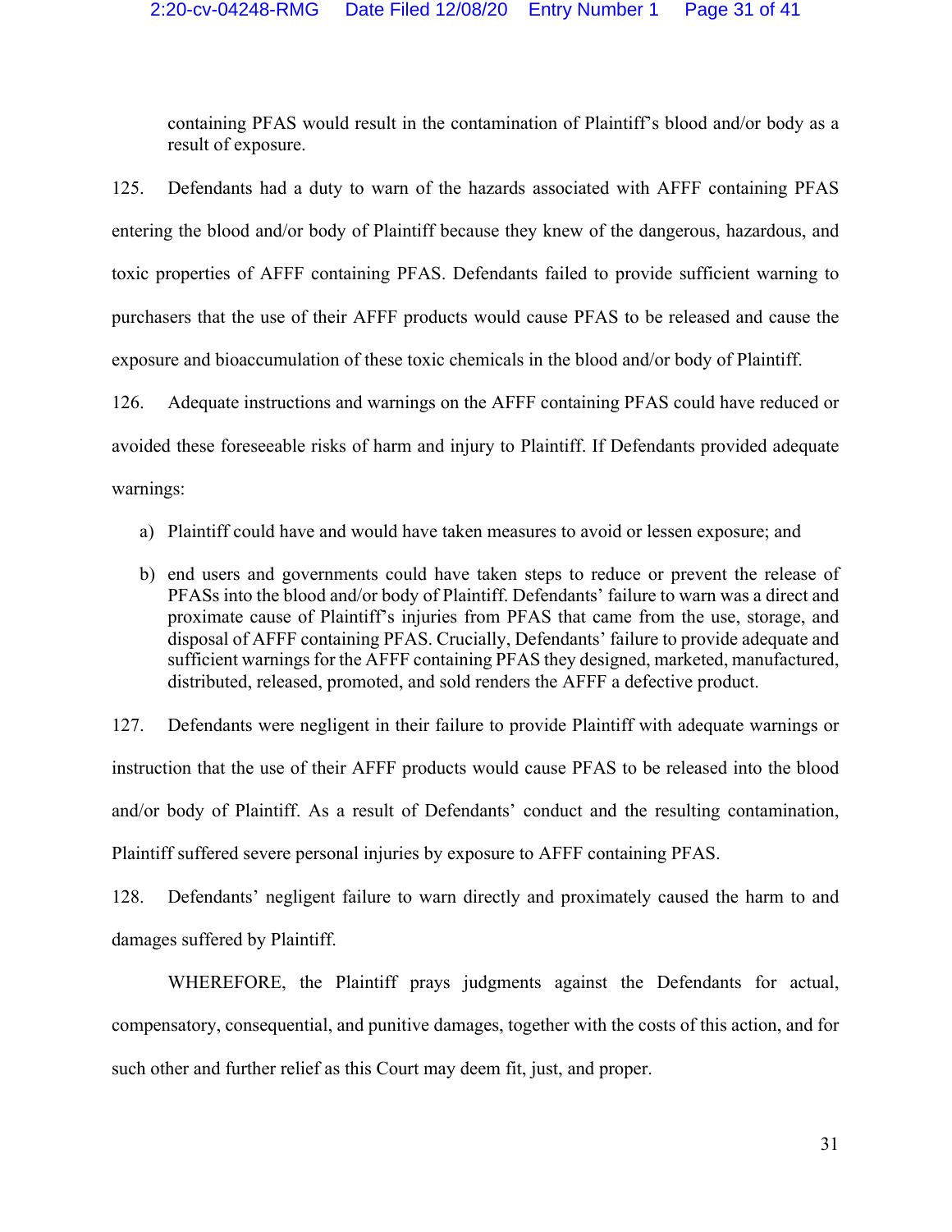containing PFAS would result in the contamination of Plaintiff's blood and/or body as a result of exposure.

125. Defendants had a duty to warn of the hazards associated with AFFF containing PFAS entering the blood and/or body of Plaintiff because they knew of the dangerous, hazardous, and toxic properties of AFFF containing PFAS. Defendants failed to provide sufficient warning to purchasers that the use of their AFFF products would cause PFAS to be released and cause the exposure and bioaccumulation of these toxic chemicals in the blood and/or body of Plaintiff.

126. Adequate instructions and warnings on the AFFF containing PFAS could have reduced or avoided these foreseeable risks of harm and injury to Plaintiff. If Defendants provided adequate warnings:

a) Plaintiff could have and would have taken measures to avoid or lessen exposure; and

b) end users and governments could have taken steps to reduce or prevent the release of PFASs into the blood and/or body of Plaintiff. Defendants' failure to warn was a direct and proximate cause of Plaintiff's injuries from PFAS that came from the use, storage, and disposal of AFFF containing PFAS. Crucially, Defendants' failure to provide adequate and sufficient warnings for the AFFF containing PFAS they designed, marketed, manufactured, distributed, released, promoted, and sold renders the AFFF a defective product.

127. Defendants were negligent in their failure to provide Plaintiff with adequate warnings or instruction that the use of their AFFF products would cause PFAS to be released into the blood and/or body of Plaintiff. As a result of Defendants' conduct and the resulting contamination, Plaintiff suffered severe personal injuries by exposure to AFFF containing PFAS.

128. Defendants' negligent failure to warn directly and proximately caused the harm to and damages suffered by Plaintiff.

WHEREFORE, the Plaintiff prays judgments against the Defendants for actual, compensatory, consequential, and punitive damages, together with the costs of this action, and for such other and further relief as this Court may deem fit, just, and proper.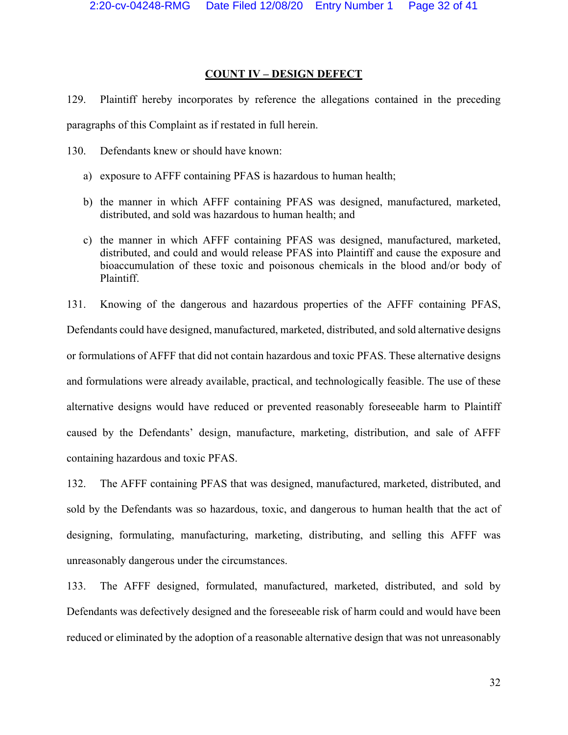**COUNT IV – DESIGN DEFECT**

129. Plaintiff hereby incorporates by reference the allegations contained in the preceding paragraphs of this Complaint as if restated in full herein.

130. Defendants knew or should have known:

a) exposure to AFFF containing PFAS is hazardous to human health;

b) the manner in which AFFF containing PFAS was designed, manufactured, marketed, distributed, and sold was hazardous to human health; and

c) the manner in which AFFF containing PFAS was designed, manufactured, marketed, distributed, and could and would release PFAS into Plaintiff and cause the exposure and bioaccumulation of these toxic and poisonous chemicals in the blood and/or body of Plaintiff.

131. Knowing of the dangerous and hazardous properties of the AFFF containing PFAS, Defendants could have designed, manufactured, marketed, distributed, and sold alternative designs or formulations of AFFF that did not contain hazardous and toxic PFAS. These alternative designs and formulations were already available, practical, and technologically feasible. The use of these alternative designs would have reduced or prevented reasonably foreseeable harm to Plaintiff caused by the Defendants' design, manufacture, marketing, distribution, and sale of AFFF containing hazardous and toxic PFAS.

132. The AFFF containing PFAS that was designed, manufactured, marketed, distributed, and sold by the Defendants was so hazardous, toxic, and dangerous to human health that the act of designing, formulating, manufacturing, marketing, distributing, and selling this AFFF was unreasonably dangerous under the circumstances.

133. The AFFF designed, formulated, manufactured, marketed, distributed, and sold by Defendants was defectively designed and the foreseeable risk of harm could and would have been reduced or eliminated by the adoption of a reasonable alternative design that was not unreasonably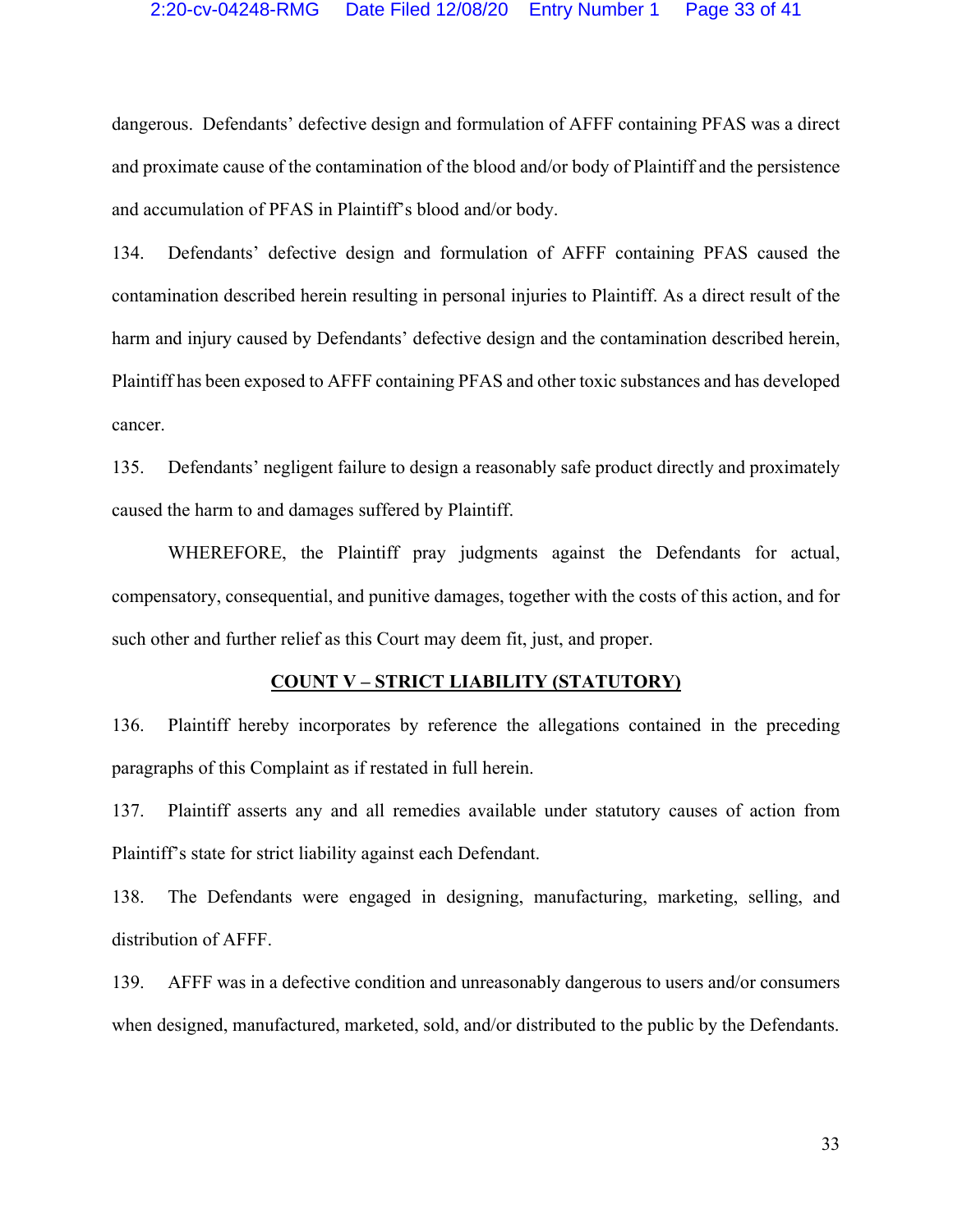dangerous. Defendants' defective design and formulation of AFFF containing PFAS was a direct and proximate cause of the contamination of the blood and/or body of Plaintiff and the persistence and accumulation of PFAS in Plaintiff's blood and/or body.

134. Defendants' defective design and formulation of AFFF containing PFAS caused the contamination described herein resulting in personal injuries to Plaintiff. As a direct result of the harm and injury caused by Defendants' defective design and the contamination described herein, Plaintiff has been exposed to AFFF containing PFAS and other toxic substances and has developed cancer.

135. Defendants' negligent failure to design a reasonably safe product directly and proximately caused the harm to and damages suffered by Plaintiff.

WHEREFORE, the Plaintiff pray judgments against the Defendants for actual, compensatory, consequential, and punitive damages, together with the costs of this action, and for such other and further relief as this Court may deem fit, just, and proper.

**COUNT V – STRICT LIABILITY (STATUTORY)**

136. Plaintiff hereby incorporates by reference the allegations contained in the preceding paragraphs of this Complaint as if restated in full herein.

137. Plaintiff asserts any and all remedies available under statutory causes of action from Plaintiff's state for strict liability against each Defendant.

138. The Defendants were engaged in designing, manufacturing, marketing, selling, and distribution of AFFF.

139. AFFF was in a defective condition and unreasonably dangerous to users and/or consumers when designed, manufactured, marketed, sold, and/or distributed to the public by the Defendants.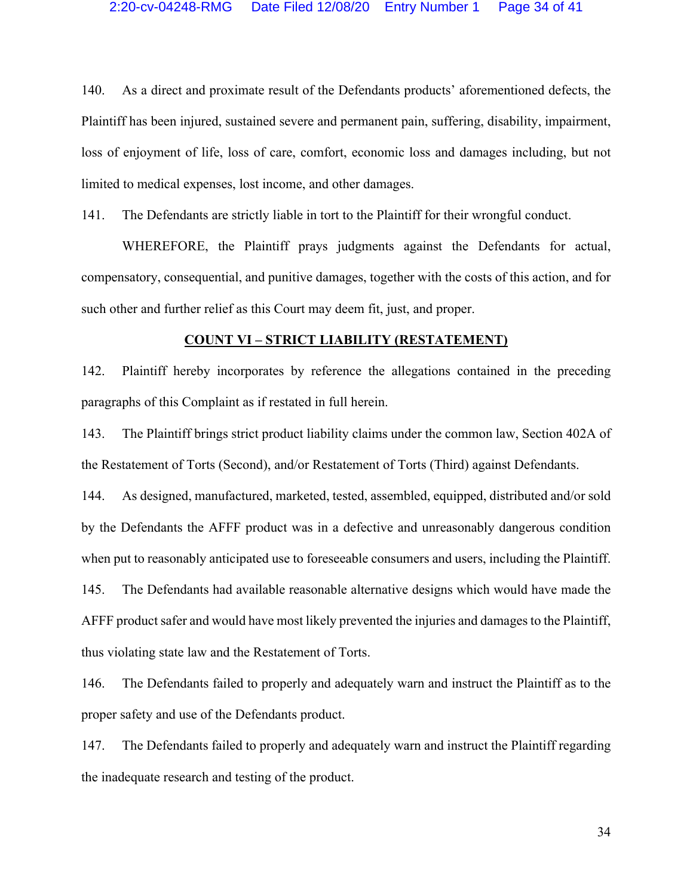140. As a direct and proximate result of the Defendants products' aforementioned defects, the Plaintiff has been injured, sustained severe and permanent pain, suffering, disability, impairment, loss of enjoyment of life, loss of care, comfort, economic loss and damages including, but not limited to medical expenses, lost income, and other damages.

141. The Defendants are strictly liable in tort to the Plaintiff for their wrongful conduct.

WHEREFORE, the Plaintiff prays judgments against the Defendants for actual, compensatory, consequential, and punitive damages, together with the costs of this action, and for such other and further relief as this Court may deem fit, just, and proper.

## COUNT VI – STRICT LIABILITY (RESTATEMENT)

142. Plaintiff hereby incorporates by reference the allegations contained in the preceding paragraphs of this Complaint as if restated in full herein.

143. The Plaintiff brings strict product liability claims under the common law, Section 402A of the Restatement of Torts (Second), and/or Restatement of Torts (Third) against Defendants.

144. As designed, manufactured, marketed, tested, assembled, equipped, distributed and/or sold by the Defendants the AFFF product was in a defective and unreasonably dangerous condition when put to reasonably anticipated use to foreseeable consumers and users, including the Plaintiff.

145. The Defendants had available reasonable alternative designs which would have made the AFFF product safer and would have most likely prevented the injuries and damages to the Plaintiff, thus violating state law and the Restatement of Torts.

146. The Defendants failed to properly and adequately warn and instruct the Plaintiff as to the proper safety and use of the Defendants product.

147. The Defendants failed to properly and adequately warn and instruct the Plaintiff regarding the inadequate research and testing of the product.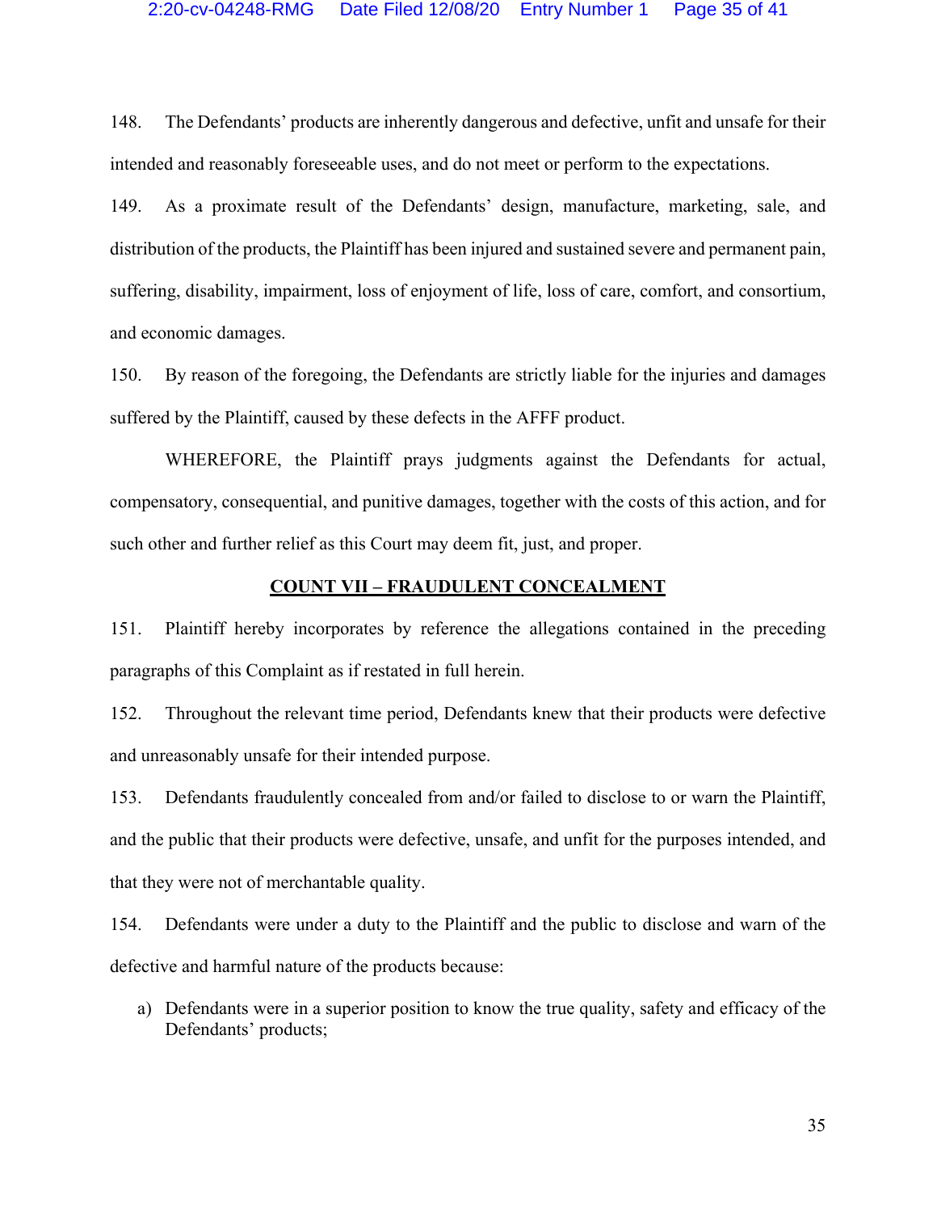148. The Defendants' products are inherently dangerous and defective, unfit and unsafe for their intended and reasonably foreseeable uses, and do not meet or perform to the expectations.

149. As a proximate result of the Defendants' design, manufacture, marketing, sale, and distribution of the products, the Plaintiff has been injured and sustained severe and permanent pain, suffering, disability, impairment, loss of enjoyment of life, loss of care, comfort, and consortium, and economic damages.

150. By reason of the foregoing, the Defendants are strictly liable for the injuries and damages suffered by the Plaintiff, caused by these defects in the AFFF product.

WHEREFORE, the Plaintiff prays judgments against the Defendants for actual, compensatory, consequential, and punitive damages, together with the costs of this action, and for such other and further relief as this Court may deem fit, just, and proper.

## COUNT VII – FRAUDULENT CONCEALMENT

151. Plaintiff hereby incorporates by reference the allegations contained in the preceding paragraphs of this Complaint as if restated in full herein.

152. Throughout the relevant time period, Defendants knew that their products were defective and unreasonably unsafe for their intended purpose.

153. Defendants fraudulently concealed from and/or failed to disclose to or warn the Plaintiff, and the public that their products were defective, unsafe, and unfit for the purposes intended, and that they were not of merchantable quality.

154. Defendants were under a duty to the Plaintiff and the public to disclose and warn of the defective and harmful nature of the products because:

a) Defendants were in a superior position to know the true quality, safety and efficacy of the Defendants' products;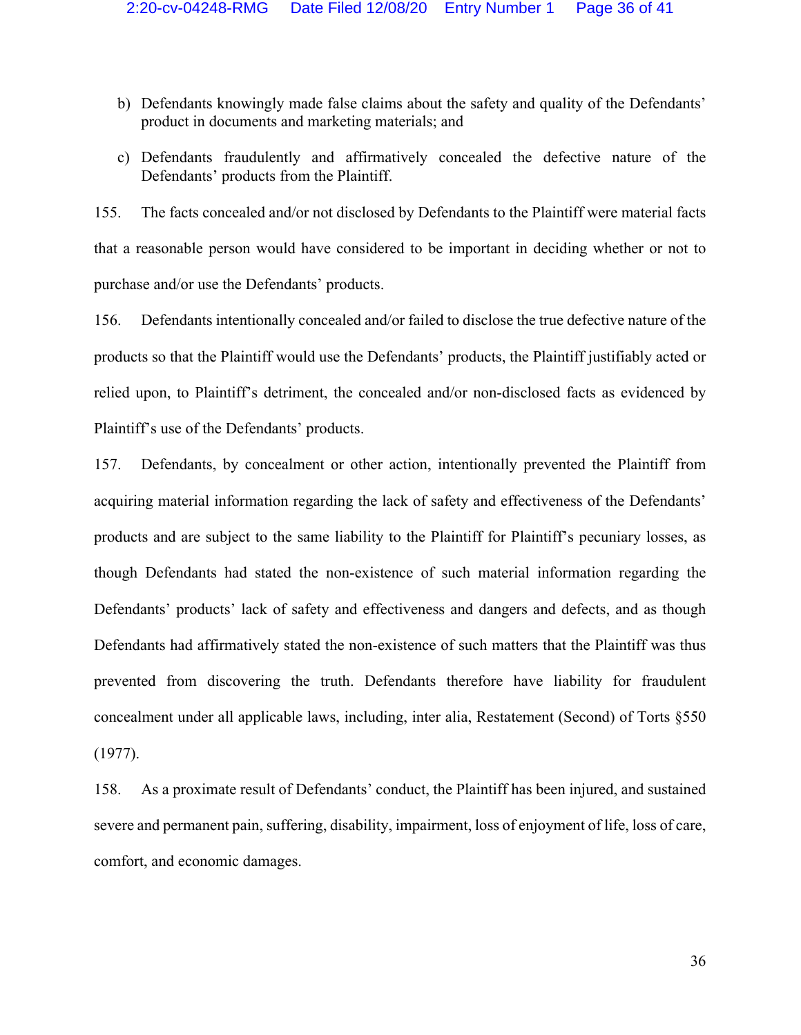b) Defendants knowingly made false claims about the safety and quality of the Defendants' product in documents and marketing materials; and

c) Defendants fraudulently and affirmatively concealed the defective nature of the Defendants' products from the Plaintiff.

155. The facts concealed and/or not disclosed by Defendants to the Plaintiff were material facts that a reasonable person would have considered to be important in deciding whether or not to purchase and/or use the Defendants' products.

156. Defendants intentionally concealed and/or failed to disclose the true defective nature of the products so that the Plaintiff would use the Defendants' products, the Plaintiff justifiably acted or relied upon, to Plaintiff's detriment, the concealed and/or non-disclosed facts as evidenced by Plaintiff's use of the Defendants' products.

157. Defendants, by concealment or other action, intentionally prevented the Plaintiff from acquiring material information regarding the lack of safety and effectiveness of the Defendants' products and are subject to the same liability to the Plaintiff for Plaintiff's pecuniary losses, as though Defendants had stated the non-existence of such material information regarding the Defendants' products' lack of safety and effectiveness and dangers and defects, and as though Defendants had affirmatively stated the non-existence of such matters that the Plaintiff was thus prevented from discovering the truth. Defendants therefore have liability for fraudulent concealment under all applicable laws, including, inter alia, Restatement (Second) of Torts §550 (1977).

158. As a proximate result of Defendants' conduct, the Plaintiff has been injured, and sustained severe and permanent pain, suffering, disability, impairment, loss of enjoyment of life, loss of care, comfort, and economic damages.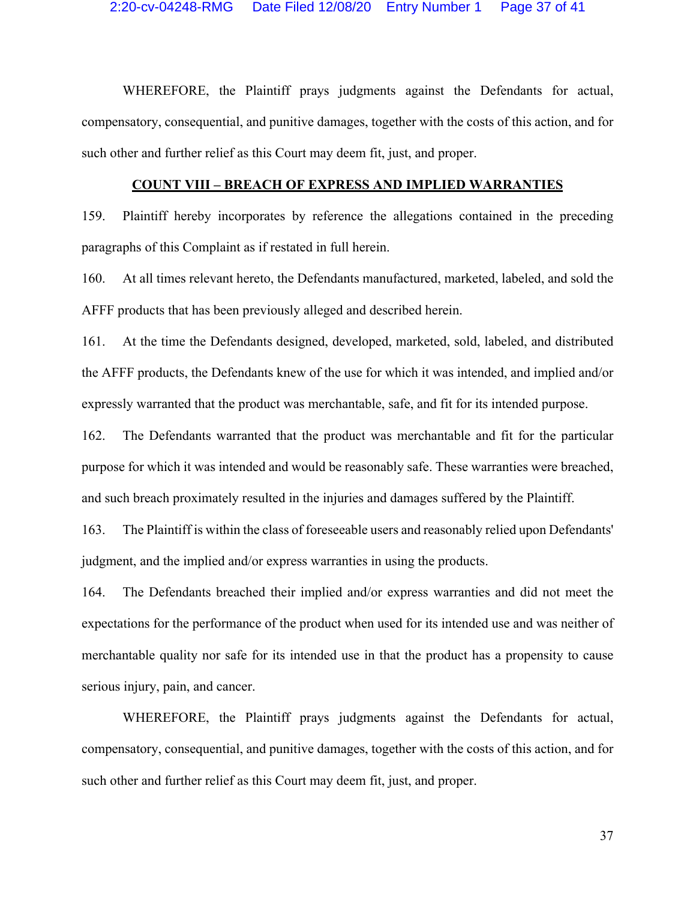WHEREFORE, the Plaintiff prays judgments against the Defendants for actual, compensatory, consequential, and punitive damages, together with the costs of this action, and for such other and further relief as this Court may deem fit, just, and proper.

## COUNT VIII – BREACH OF EXPRESS AND IMPLIED WARRANTIES

159. Plaintiff hereby incorporates by reference the allegations contained in the preceding paragraphs of this Complaint as if restated in full herein.

160. At all times relevant hereto, the Defendants manufactured, marketed, labeled, and sold the AFFF products that has been previously alleged and described herein.

161. At the time the Defendants designed, developed, marketed, sold, labeled, and distributed the AFFF products, the Defendants knew of the use for which it was intended, and implied and/or expressly warranted that the product was merchantable, safe, and fit for its intended purpose.

162. The Defendants warranted that the product was merchantable and fit for the particular purpose for which it was intended and would be reasonably safe. These warranties were breached, and such breach proximately resulted in the injuries and damages suffered by the Plaintiff.

163. The Plaintiff is within the class of foreseeable users and reasonably relied upon Defendants' judgment, and the implied and/or express warranties in using the products.

164. The Defendants breached their implied and/or express warranties and did not meet the expectations for the performance of the product when used for its intended use and was neither of merchantable quality nor safe for its intended use in that the product has a propensity to cause serious injury, pain, and cancer.

WHEREFORE, the Plaintiff prays judgments against the Defendants for actual, compensatory, consequential, and punitive damages, together with the costs of this action, and for such other and further relief as this Court may deem fit, just, and proper.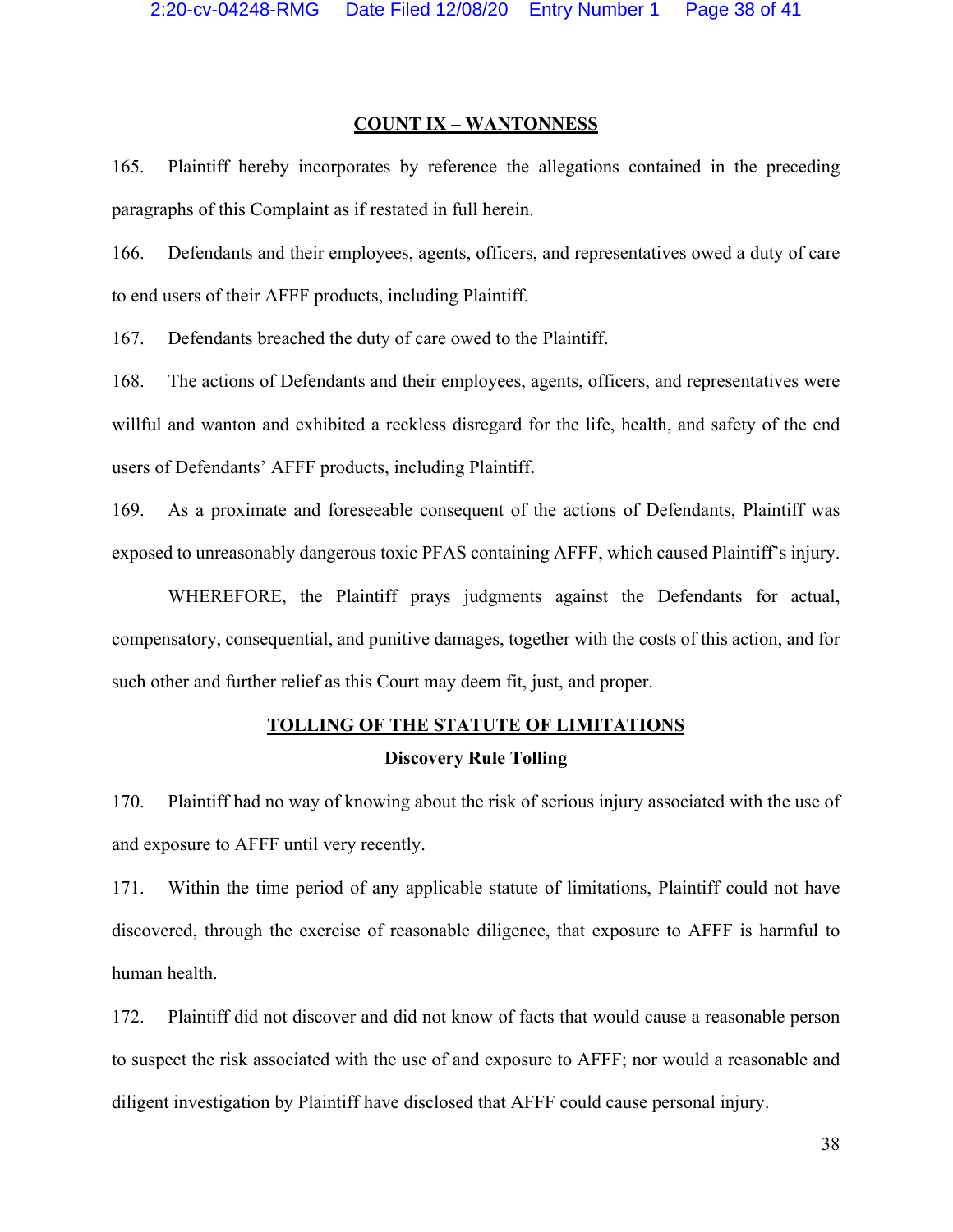## COUNT IX – WANTONNESS

165. Plaintiff hereby incorporates by reference the allegations contained in the preceding paragraphs of this Complaint as if restated in full herein.

166. Defendants and their employees, agents, officers, and representatives owed a duty of care to end users of their AFFF products, including Plaintiff.

167. Defendants breached the duty of care owed to the Plaintiff.

168. The actions of Defendants and their employees, agents, officers, and representatives were willful and wanton and exhibited a reckless disregard for the life, health, and safety of the end users of Defendants' AFFF products, including Plaintiff.

169. As a proximate and foreseeable consequent of the actions of Defendants, Plaintiff was exposed to unreasonably dangerous toxic PFAS containing AFFF, which caused Plaintiff's injury.

WHEREFORE, the Plaintiff prays judgments against the Defendants for actual, compensatory, consequential, and punitive damages, together with the costs of this action, and for such other and further relief as this Court may deem fit, just, and proper.

## TOLLING OF THE STATUTE OF LIMITATIONS

### Discovery Rule Tolling

170. Plaintiff had no way of knowing about the risk of serious injury associated with the use of and exposure to AFFF until very recently.

171. Within the time period of any applicable statute of limitations, Plaintiff could not have discovered, through the exercise of reasonable diligence, that exposure to AFFF is harmful to human health.

172. Plaintiff did not discover and did not know of facts that would cause a reasonable person to suspect the risk associated with the use of and exposure to AFFF; nor would a reasonable and diligent investigation by Plaintiff have disclosed that AFFF could cause personal injury.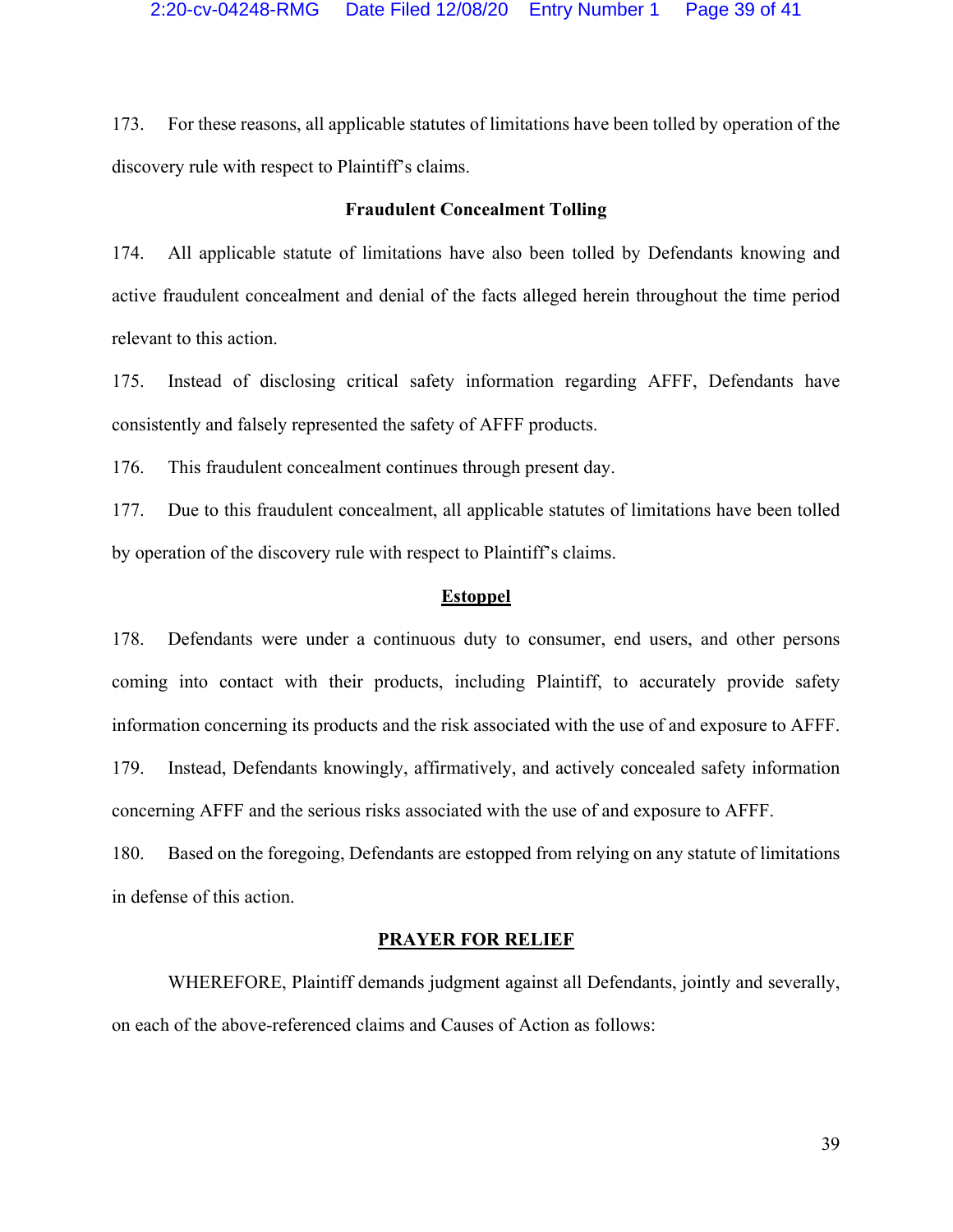173. For these reasons, all applicable statutes of limitations have been tolled by operation of the discovery rule with respect to Plaintiff's claims.

**Fraudulent Concealment Tolling**

174. All applicable statute of limitations have also been tolled by Defendants knowing and active fraudulent concealment and denial of the facts alleged herein throughout the time period relevant to this action.

175. Instead of disclosing critical safety information regarding AFFF, Defendants have consistently and falsely represented the safety of AFFF products.

176. This fraudulent concealment continues through present day.

177. Due to this fraudulent concealment, all applicable statutes of limitations have been tolled by operation of the discovery rule with respect to Plaintiff's claims.

**Estoppel**

178. Defendants were under a continuous duty to consumer, end users, and other persons coming into contact with their products, including Plaintiff, to accurately provide safety information concerning its products and the risk associated with the use of and exposure to AFFF.

179. Instead, Defendants knowingly, affirmatively, and actively concealed safety information concerning AFFF and the serious risks associated with the use of and exposure to AFFF.

180. Based on the foregoing, Defendants are estopped from relying on any statute of limitations in defense of this action.

**PRAYER FOR RELIEF**

WHEREFORE, Plaintiff demands judgment against all Defendants, jointly and severally, on each of the above-referenced claims and Causes of Action as follows: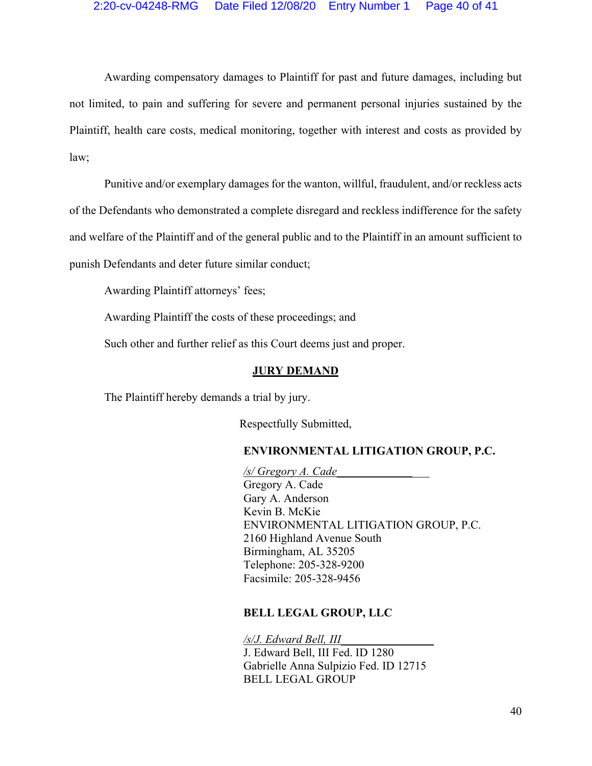Awarding compensatory damages to Plaintiff for past and future damages, including but not limited, to pain and suffering for severe and permanent personal injuries sustained by the Plaintiff, health care costs, medical monitoring, together with interest and costs as provided by law;

Punitive and/or exemplary damages for the wanton, willful, fraudulent, and/or reckless acts of the Defendants who demonstrated a complete disregard and reckless indifference for the safety and welfare of the Plaintiff and of the general public and to the Plaintiff in an amount sufficient to punish Defendants and deter future similar conduct;

Awarding Plaintiff attorneys' fees;

Awarding Plaintiff the costs of these proceedings; and

Such other and further relief as this Court deems just and proper.

**JURY DEMAND**

The Plaintiff hereby demands a trial by jury.

Respectfully Submitted,

**ENVIRONMENTAL LITIGATION GROUP, P.C.**

*/s/ Gregory A. Cade*
Gregory A. Cade
Gary A. Anderson
Kevin B. McKie
ENVIRONMENTAL LITIGATION GROUP, P.C.
2160 Highland Avenue South
Birmingham, AL 35205
Telephone: 205-328-9200
Facsimile: 205-328-9456

**BELL LEGAL GROUP, LLC**

*/s/J. Edward Bell, III*
J. Edward Bell, III Fed. ID 1280
Gabrielle Anna Sulpizio Fed. ID 12715
BELL LEGAL GROUP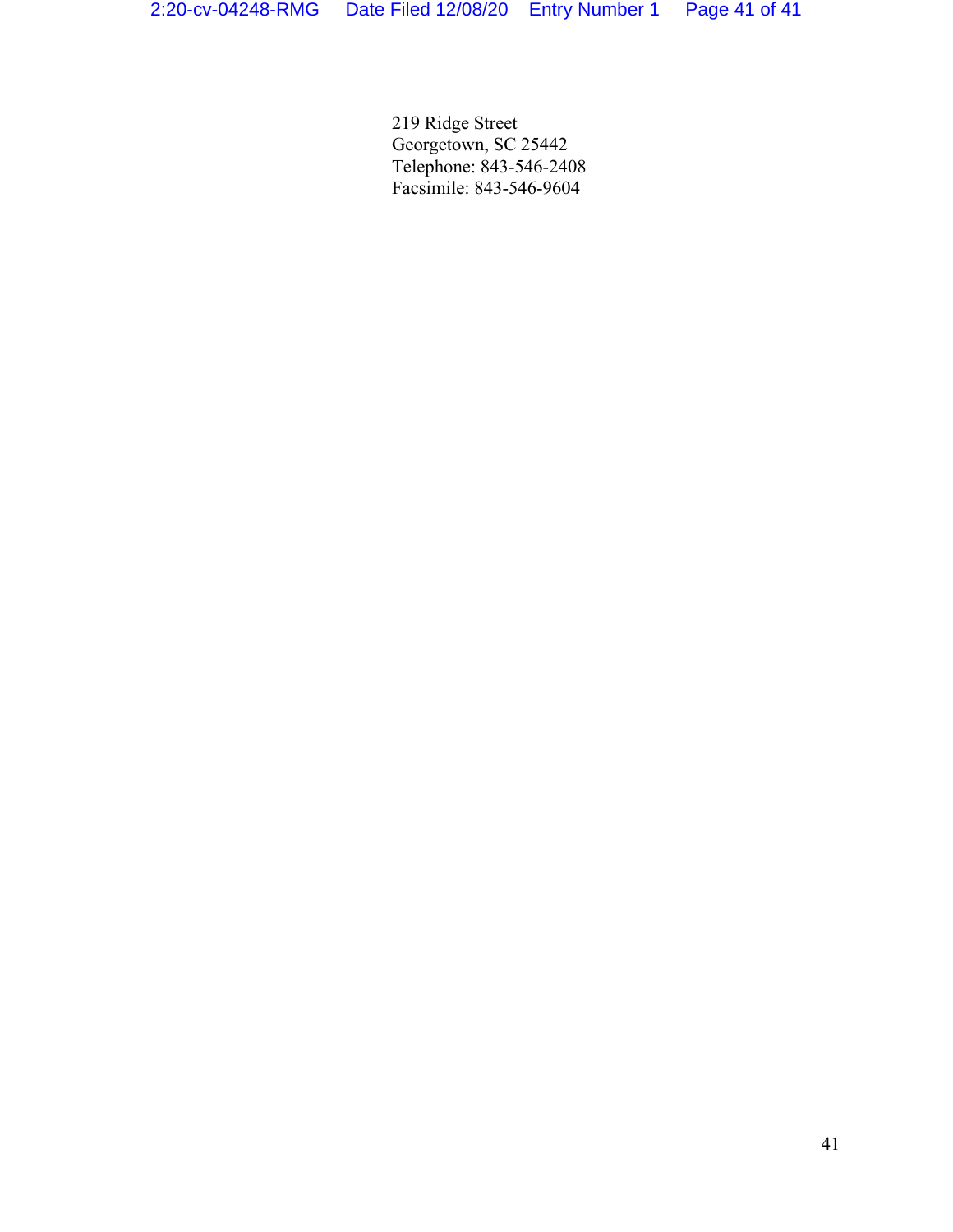219 Ridge Street
Georgetown, SC 25442
Telephone: 843-546-2408
Facsimile: 843-546-9604